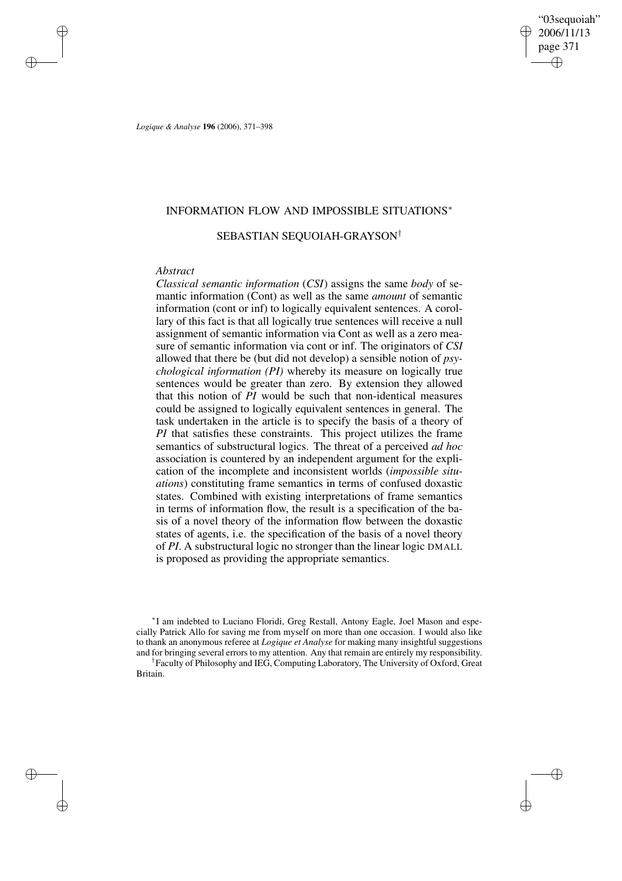# INFORMATION FLOW AND IMPOSSIBLE SITUATIONS*

## SEBASTIAN SEQUOIAH-GRAYSON†

*Abstract*

*Classical semantic information* (*CSI*) assigns the same *body* of semantic information (Cont) as well as the same *amount* of semantic information (cont or inf) to logically equivalent sentences. A corollary of this fact is that all logically true sentences will receive a null assignment of semantic information via Cont as well as a zero measure of semantic information via cont or inf. The originators of *CSI* allowed that there be (but did not develop) a sensible notion of *psychological information (PI)* whereby its measure on logically true sentences would be greater than zero. By extension they allowed that this notion of *PI* would be such that non-identical measures could be assigned to logically equivalent sentences in general. The task undertaken in the article is to specify the basis of a theory of *PI* that satisfies these constraints. This project utilizes the frame semantics of substructural logics. The threat of a perceived *ad hoc* association is countered by an independent argument for the explication of the incomplete and inconsistent worlds (*impossible situations*) constituting frame semantics in terms of confused doxastic states. Combined with existing interpretations of frame semantics in terms of information flow, the result is a specification of the basis of a novel theory of the information flow between the doxastic states of agents, i.e. the specification of the basis of a novel theory of *PI*. A substructural logic no stronger than the linear logic DMALL is proposed as providing the appropriate semantics.

---

*I am indebted to Luciano Floridi, Greg Restall, Antony Eagle, Joel Mason and especially Patrick Allo for saving me from myself on more than one occasion. I would also like to thank an anonymous referee at *Logique et Analyse* for making many insightful suggestions and for bringing several errors to my attention. Any that remain are entirely my responsibility.

†Faculty of Philosophy and IEG, Computing Laboratory, The University of Oxford, Great Britain.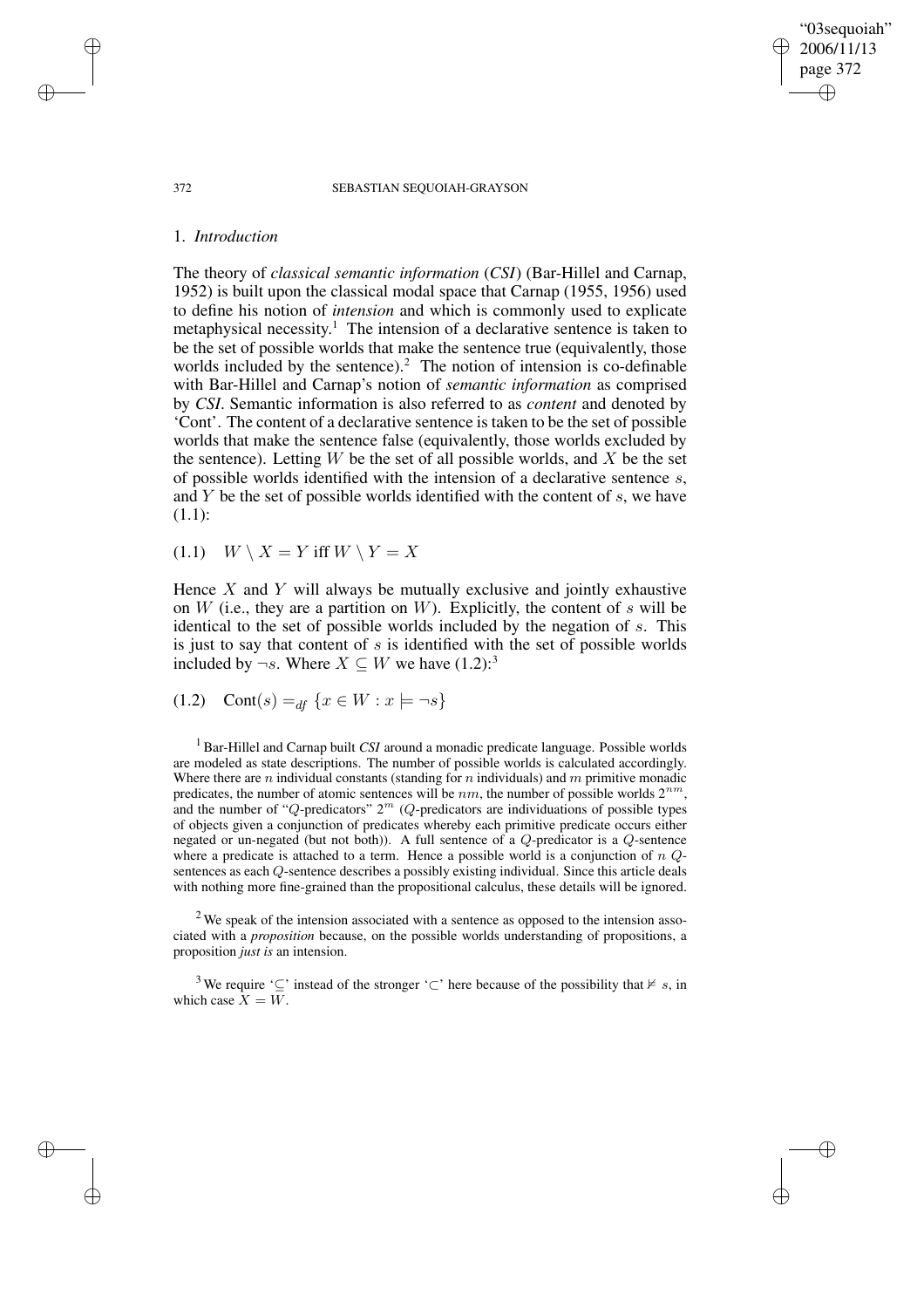## 1. *Introduction*

The theory of *classical semantic information* (*CSI*) (Bar-Hillel and Carnap, 1952) is built upon the classical modal space that Carnap (1955, 1956) used to define his notion of *intension* and which is commonly used to explicate metaphysical necessity.[1] The intension of a declarative sentence is taken to be the set of possible worlds that make the sentence true (equivalently, those worlds included by the sentence).[2] The notion of intension is co-definable with Bar-Hillel and Carnap's notion of *semantic information* as comprised by *CSI*. Semantic information is also referred to as *content* and denoted by 'Cont'. The content of a declarative sentence is taken to be the set of possible worlds that make the sentence false (equivalently, those worlds excluded by the sentence). Letting $W$ be the set of all possible worlds, and $X$ be the set of possible worlds identified with the intension of a declarative sentence $s$, and $Y$ be the set of possible worlds identified with the content of $s$, we have (1.1):

$$(1.1) \quad W \setminus X = Y \text{ iff } W \setminus Y = X$$

Hence $X$ and $Y$ will always be mutually exclusive and jointly exhaustive on $W$ (i.e., they are a partition on $W$). Explicitly, the content of $s$ will be identical to the set of possible worlds included by the negation of $s$. This is just to say that content of $s$ is identified with the set of possible worlds included by $\neg s$. Where $X \subseteq W$ we have (1.2):[3]

$$(1.2) \quad \text{Cont}(s) =_{df} \{x \in W : x \models \neg s\}$$

[1] Bar-Hillel and Carnap built *CSI* around a monadic predicate language. Possible worlds are modeled as state descriptions. The number of possible worlds is calculated accordingly. Where there are $n$ individual constants (standing for $n$ individuals) and $m$ primitive monadic predicates, the number of atomic sentences will be $nm$, the number of possible worlds $2^{nm}$, and the number of "$Q$-predicators" $2^m$ ($Q$-predicators are individuations of possible types of objects given a conjunction of predicates whereby each primitive predicate occurs either negated or un-negated (but not both)). A full sentence of a $Q$-predicator is a $Q$-sentence where a predicate is attached to a term. Hence a possible world is a conjunction of $n$ $Q$-sentences as each $Q$-sentence describes a possibly existing individual. Since this article deals with nothing more fine-grained than the propositional calculus, these details will be ignored.

[2] We speak of the intension associated with a sentence as opposed to the intension associated with a *proposition* because, on the possible worlds understanding of propositions, a proposition *just is* an intension.

[3] We require '$\subseteq$' instead of the stronger '$\subset$' here because of the possibility that $\nvDash s$, in which case $X = W$.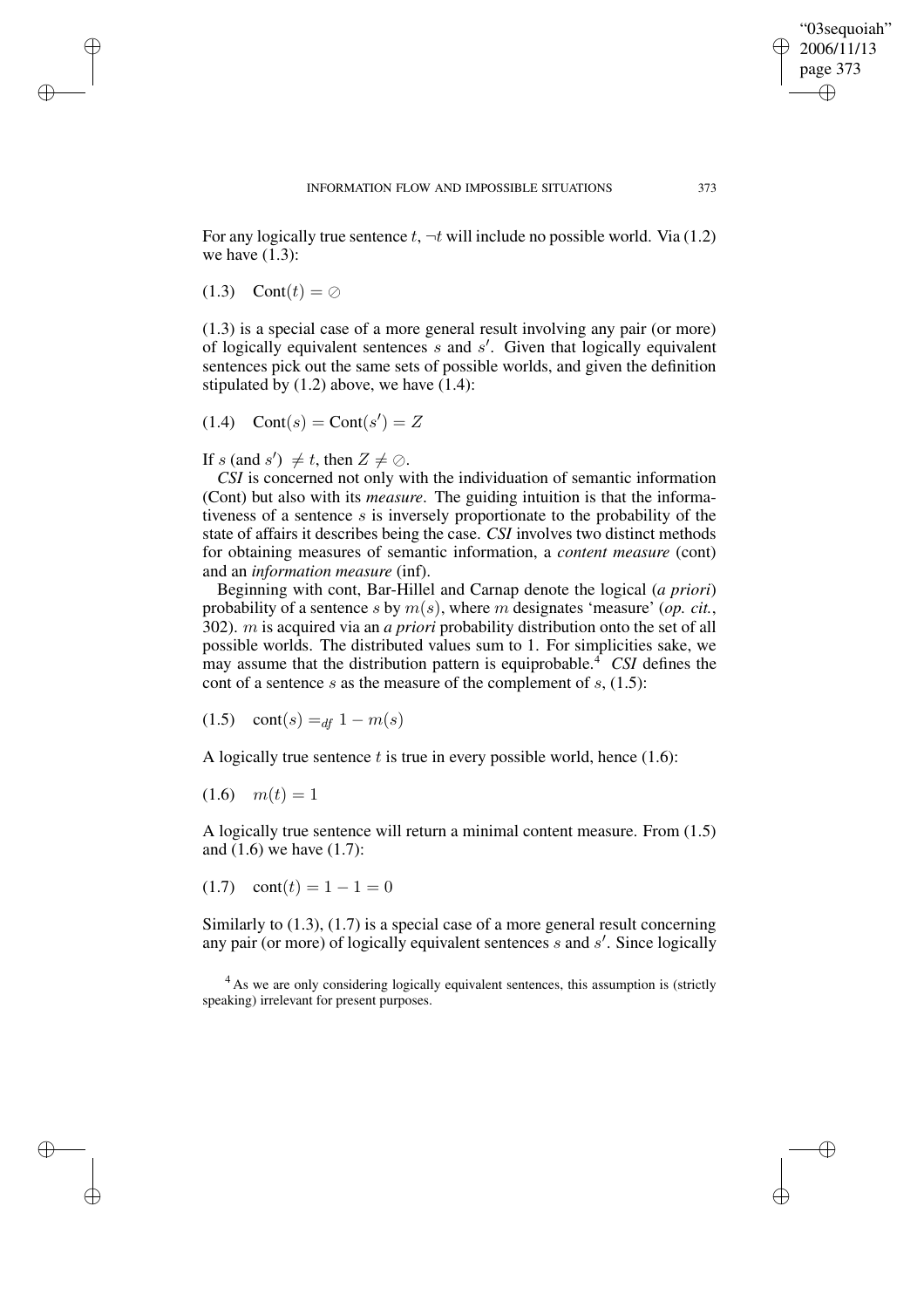For any logically true sentence $t$, $\neg t$ will include no possible world. Via (1.2) we have (1.3):

$$(1.3)\quad \text{Cont}(t) = \oslash$$

(1.3) is a special case of a more general result involving any pair (or more) of logically equivalent sentences $s$ and $s'$. Given that logically equivalent sentences pick out the same sets of possible worlds, and given the definition stipulated by (1.2) above, we have (1.4):

$$(1.4)\quad \text{Cont}(s) = \text{Cont}(s') = Z$$

If $s$ (and $s'$) $\neq t$, then $Z \neq \oslash$.

*CSI* is concerned not only with the individuation of semantic information (Cont) but also with its *measure*. The guiding intuition is that the informativeness of a sentence $s$ is inversely proportionate to the probability of the state of affairs it describes being the case. *CSI* involves two distinct methods for obtaining measures of semantic information, a *content measure* (cont) and an *information measure* (inf).

Beginning with cont, Bar-Hillel and Carnap denote the logical (*a priori*) probability of a sentence $s$ by $m(s)$, where $m$ designates 'measure' (*op. cit.*, 302). $m$ is acquired via an *a priori* probability distribution onto the set of all possible worlds. The distributed values sum to 1. For simplicities sake, we may assume that the distribution pattern is equiprobable.[4] *CSI* defines the cont of a sentence $s$ as the measure of the complement of $s$, (1.5):

$$(1.5)\quad \text{cont}(s) =_{df} 1 - m(s)$$

A logically true sentence $t$ is true in every possible world, hence (1.6):

$$(1.6)\quad m(t) = 1$$

A logically true sentence will return a minimal content measure. From (1.5) and (1.6) we have (1.7):

$$(1.7)\quad \text{cont}(t) = 1 - 1 = 0$$

Similarly to (1.3), (1.7) is a special case of a more general result concerning any pair (or more) of logically equivalent sentences $s$ and $s'$. Since logically

[4] As we are only considering logically equivalent sentences, this assumption is (strictly speaking) irrelevant for present purposes.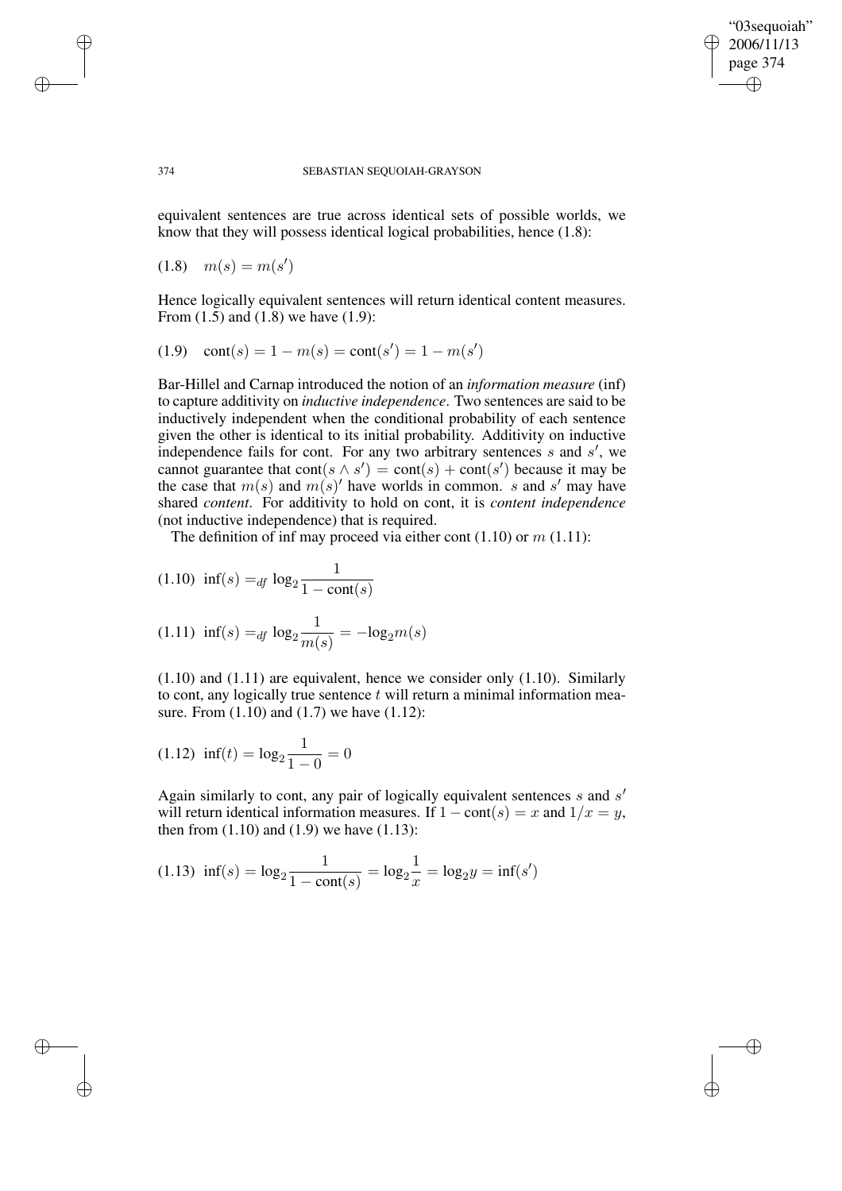equivalent sentences are true across identical sets of possible worlds, we know that they will possess identical logical probabilities, hence (1.8):

$$(1.8)\quad m(s) = m(s')$$

Hence logically equivalent sentences will return identical content measures. From (1.5) and (1.8) we have (1.9):

$$(1.9)\quad \text{cont}(s) = 1 - m(s) = \text{cont}(s') = 1 - m(s')$$

Bar-Hillel and Carnap introduced the notion of an *information measure* (inf) to capture additivity on *inductive independence*. Two sentences are said to be inductively independent when the conditional probability of each sentence given the other is identical to its initial probability. Additivity on inductive independence fails for cont. For any two arbitrary sentences $s$ and $s'$, we cannot guarantee that $\text{cont}(s \wedge s') = \text{cont}(s) + \text{cont}(s')$ because it may be the case that $m(s)$ and $m(s)'$ have worlds in common. $s$ and $s'$ may have shared *content*. For additivity to hold on cont, it is *content independence* (not inductive independence) that is required.

The definition of inf may proceed via either cont (1.10) or $m$ (1.11):

$$(1.10)\quad \text{inf}(s) =_{df} \log_2 \frac{1}{1 - \text{cont}(s)}$$

$$(1.11)\quad \text{inf}(s) =_{df} \log_2 \frac{1}{m(s)} = -\log_2 m(s)$$

(1.10) and (1.11) are equivalent, hence we consider only (1.10). Similarly to cont, any logically true sentence $t$ will return a minimal information measure. From (1.10) and (1.7) we have (1.12):

$$(1.12)\quad \text{inf}(t) = \log_2 \frac{1}{1 - 0} = 0$$

Again similarly to cont, any pair of logically equivalent sentences $s$ and $s'$ will return identical information measures. If $1 - \text{cont}(s) = x$ and $1/x = y$, then from (1.10) and (1.9) we have (1.13):

$$(1.13)\quad \text{inf}(s) = \log_2 \frac{1}{1 - \text{cont}(s)} = \log_2 \frac{1}{x} = \log_2 y = \text{inf}(s')$$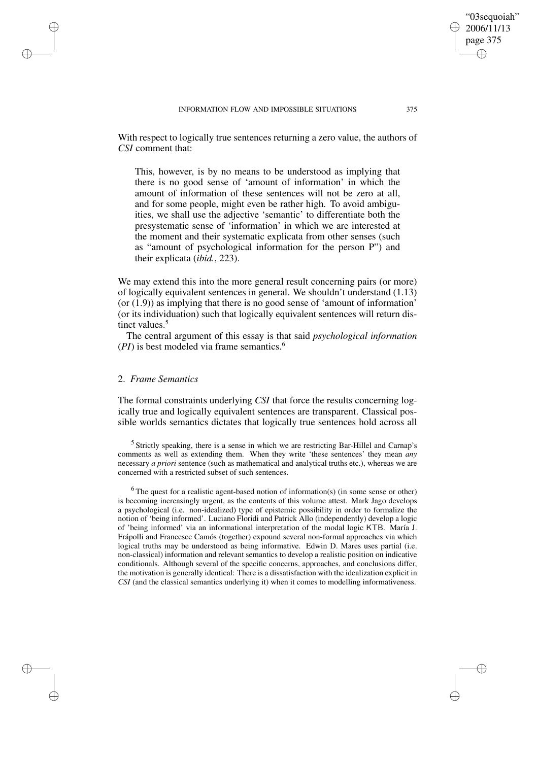With respect to logically true sentences returning a zero value, the authors of *CSI* comment that:

> This, however, is by no means to be understood as implying that there is no good sense of 'amount of information' in which the amount of information of these sentences will not be zero at all, and for some people, might even be rather high. To avoid ambiguities, we shall use the adjective 'semantic' to differentiate both the presystematic sense of 'information' in which we are interested at the moment and their systematic explicata from other senses (such as "amount of psychological information for the person P") and their explicata (*ibid.*, 223).

We may extend this into the more general result concerning pairs (or more) of logically equivalent sentences in general. We shouldn't understand (1.13) (or (1.9)) as implying that there is no good sense of 'amount of information' (or its individuation) such that logically equivalent sentences will return distinct values.[5]

The central argument of this essay is that said *psychological information* (*PI*) is best modeled via frame semantics.[6]

## 2. *Frame Semantics*

The formal constraints underlying *CSI* that force the results concerning logically true and logically equivalent sentences are transparent. Classical possible worlds semantics dictates that logically true sentences hold across all

[5] Strictly speaking, there is a sense in which we are restricting Bar-Hillel and Carnap's comments as well as extending them. When they write 'these sentences' they mean *any* necessary *a priori* sentence (such as mathematical and analytical truths etc.), whereas we are concerned with a restricted subset of such sentences.

[6] The quest for a realistic agent-based notion of information(s) (in some sense or other) is becoming increasingly urgent, as the contents of this volume attest. Mark Jago develops a psychological (i.e. non-idealized) type of epistemic possibility in order to formalize the notion of 'being informed'. Luciano Floridi and Patrick Allo (independently) develop a logic of 'being informed' via an informational interpretation of the modal logic KTB. María J. Frápolli and Francescc Camós (together) expound several non-formal approaches via which logical truths may be understood as being informative. Edwin D. Mares uses partial (i.e. non-classical) information and relevant semantics to develop a realistic position on indicative conditionals. Although several of the specific concerns, approaches, and conclusions differ, the motivation is generally identical: There is a dissatisfaction with the idealization explicit in *CSI* (and the classical semantics underlying it) when it comes to modelling informativeness.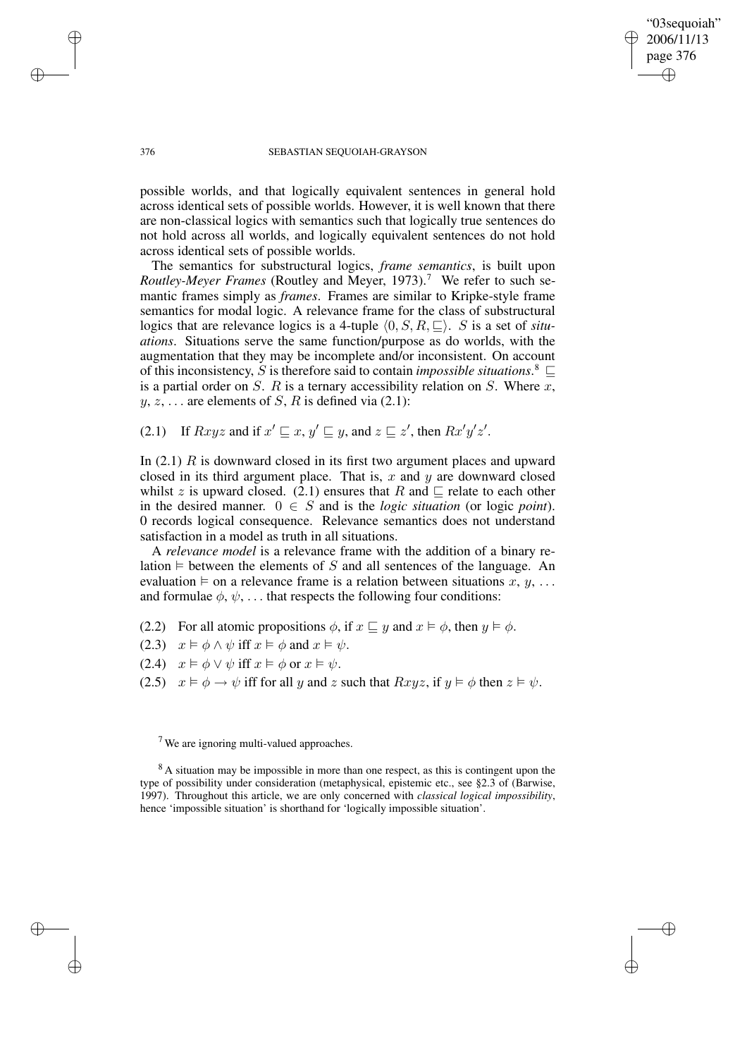possible worlds, and that logically equivalent sentences in general hold across identical sets of possible worlds. However, it is well known that there are non-classical logics with semantics such that logically true sentences do not hold across all worlds, and logically equivalent sentences do not hold across identical sets of possible worlds.

The semantics for substructural logics, *frame semantics*, is built upon *Routley-Meyer Frames* (Routley and Meyer, 1973).[7] We refer to such semantic frames simply as *frames*. Frames are similar to Kripke-style frame semantics for modal logic. A relevance frame for the class of substructural logics that are relevance logics is a 4-tuple $\langle 0, S, R, \sqsubseteq \rangle$. $S$ is a set of *situations*. Situations serve the same function/purpose as do worlds, with the augmentation that they may be incomplete and/or inconsistent. On account of this inconsistency, $S$ is therefore said to contain *impossible situations*.[8] $\sqsubseteq$ is a partial order on $S$. $R$ is a ternary accessibility relation on $S$. Where $x$, $y$, $z$, ... are elements of $S$, $R$ is defined via (2.1):

(2.1) If $Rxyz$ and if $x' \sqsubseteq x$, $y' \sqsubseteq y$, and $z \sqsubseteq z'$, then $Rx'y'z'$.

In (2.1) $R$ is downward closed in its first two argument places and upward closed in its third argument place. That is, $x$ and $y$ are downward closed whilst $z$ is upward closed. (2.1) ensures that $R$ and $\sqsubseteq$ relate to each other in the desired manner. $0 \in S$ and is the *logic situation* (or logic *point*). 0 records logical consequence. Relevance semantics does not understand satisfaction in a model as truth in all situations.

A *relevance model* is a relevance frame with the addition of a binary relation $\vDash$ between the elements of $S$ and all sentences of the language. An evaluation $\vDash$ on a relevance frame is a relation between situations $x$, $y$, ... and formulae $\phi$, $\psi$, ... that respects the following four conditions:

(2.2) For all atomic propositions $\phi$, if $x \sqsubseteq y$ and $x \vDash \phi$, then $y \vDash \phi$.

(2.3) $x \vDash \phi \wedge \psi$ iff $x \vDash \phi$ and $x \vDash \psi$.

(2.4) $x \vDash \phi \vee \psi$ iff $x \vDash \phi$ or $x \vDash \psi$.

(2.5) $x \vDash \phi \rightarrow \psi$ iff for all $y$ and $z$ such that $Rxyz$, if $y \vDash \phi$ then $z \vDash \psi$.

---

[7] We are ignoring multi-valued approaches.

[8] A situation may be impossible in more than one respect, as this is contingent upon the type of possibility under consideration (metaphysical, epistemic etc., see §2.3 of (Barwise, 1997). Throughout this article, we are only concerned with *classical logical impossibility*, hence 'impossible situation' is shorthand for 'logically impossible situation'.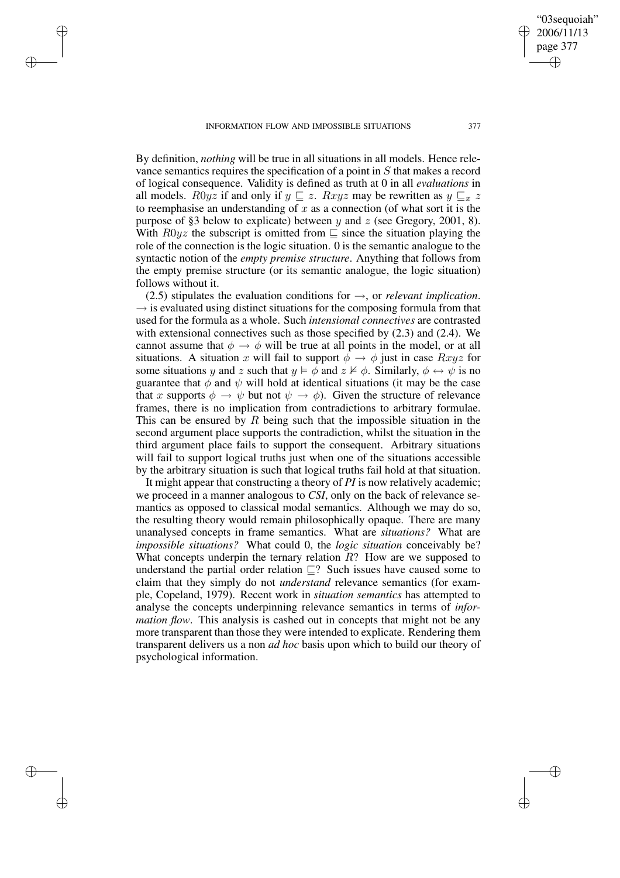By definition, *nothing* will be true in all situations in all models. Hence relevance semantics requires the specification of a point in $S$ that makes a record of logical consequence. Validity is defined as truth at 0 in all *evaluations* in all models. $R0yz$ if and only if $y \sqsubseteq z$. $Rxyz$ may be rewritten as $y \sqsubseteq_x z$ to reemphasise an understanding of $x$ as a connection (of what sort it is the purpose of §3 below to explicate) between $y$ and $z$ (see Gregory, 2001, 8). With $R0yz$ the subscript is omitted from $\sqsubseteq$ since the situation playing the role of the connection is the logic situation. 0 is the semantic analogue to the syntactic notion of the *empty premise structure*. Anything that follows from the empty premise structure (or its semantic analogue, the logic situation) follows without it.

(2.5) stipulates the evaluation conditions for $\rightarrow$, or *relevant implication*. $\rightarrow$ is evaluated using distinct situations for the composing formula from that used for the formula as a whole. Such *intensional connectives* are contrasted with extensional connectives such as those specified by (2.3) and (2.4). We cannot assume that $\phi \rightarrow \phi$ will be true at all points in the model, or at all situations. A situation $x$ will fail to support $\phi \rightarrow \phi$ just in case $Rxyz$ for some situations $y$ and $z$ such that $y \vDash \phi$ and $z \nvDash \phi$. Similarly, $\phi \leftrightarrow \psi$ is no guarantee that $\phi$ and $\psi$ will hold at identical situations (it may be the case that $x$ supports $\phi \rightarrow \psi$ but not $\psi \rightarrow \phi$). Given the structure of relevance frames, there is no implication from contradictions to arbitrary formulae. This can be ensured by $R$ being such that the impossible situation in the second argument place supports the contradiction, whilst the situation in the third argument place fails to support the consequent. Arbitrary situations will fail to support logical truths just when one of the situations accessible by the arbitrary situation is such that logical truths fail hold at that situation.

It might appear that constructing a theory of *PI* is now relatively academic; we proceed in a manner analogous to *CSI*, only on the back of relevance semantics as opposed to classical modal semantics. Although we may do so, the resulting theory would remain philosophically opaque. There are many unanalysed concepts in frame semantics. What are *situations?* What are *impossible situations?* What could 0, the *logic situation* conceivably be? What concepts underpin the ternary relation $R$? How are we supposed to understand the partial order relation $\sqsubseteq$? Such issues have caused some to claim that they simply do not *understand* relevance semantics (for example, Copeland, 1979). Recent work in *situation semantics* has attempted to analyse the concepts underpinning relevance semantics in terms of *information flow*. This analysis is cashed out in concepts that might not be any more transparent than those they were intended to explicate. Rendering them transparent delivers us a non *ad hoc* basis upon which to build our theory of psychological information.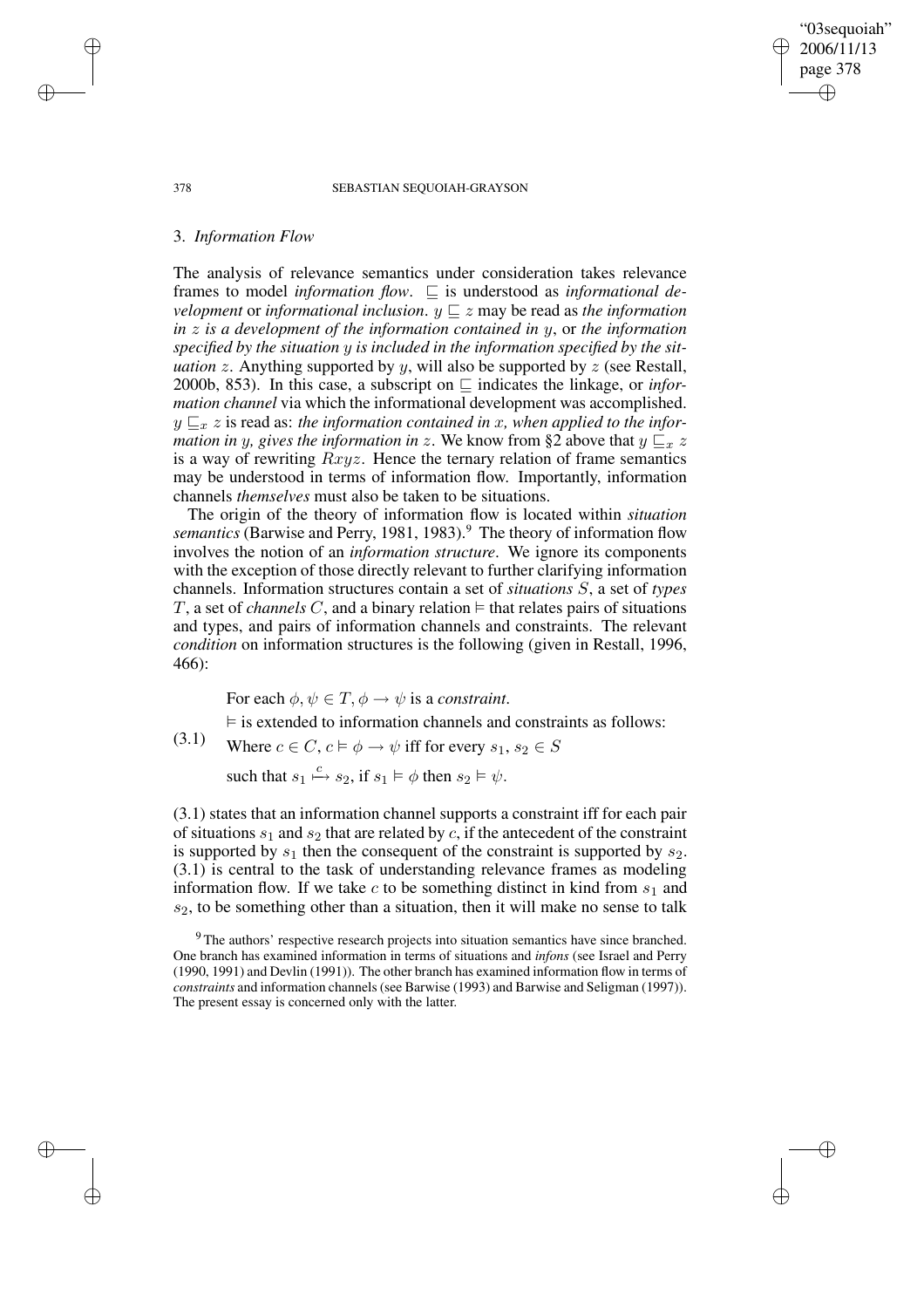## 3. *Information Flow*

The analysis of relevance semantics under consideration takes relevance frames to model *information flow*. $\sqsubseteq$ is understood as *informational development* or *informational inclusion*. $y \sqsubseteq z$ may be read as *the information in* $z$ *is a development of the information contained in* $y$, or *the information specified by the situation* $y$ *is included in the information specified by the situation* $z$. Anything supported by $y$, will also be supported by $z$ (see Restall, 2000b, 853). In this case, a subscript on $\sqsubseteq$ indicates the linkage, or *information channel* via which the informational development was accomplished. $y \sqsubseteq_x z$ is read as: *the information contained in* $x$*, when applied to the information in* $y$*, gives the information in* $z$. We know from §2 above that $y \sqsubseteq_x z$ is a way of rewriting $Rxyz$. Hence the ternary relation of frame semantics may be understood in terms of information flow. Importantly, information channels *themselves* must also be taken to be situations.

The origin of the theory of information flow is located within *situation semantics* (Barwise and Perry, 1981, 1983).[9] The theory of information flow involves the notion of an *information structure*. We ignore its components with the exception of those directly relevant to further clarifying information channels. Information structures contain a set of *situations* $S$, a set of *types* $T$, a set of *channels* $C$, and a binary relation $\vDash$ that relates pairs of situations and types, and pairs of information channels and constraints. The relevant *condition* on information structures is the following (given in Restall, 1996, 466):

(3.1)
For each $\phi, \psi \in T$, $\phi \rightarrow \psi$ is a *constraint*.
$\vDash$ is extended to information channels and constraints as follows:
Where $c \in C$, $c \vDash \phi \rightarrow \psi$ iff for every $s_1, s_2 \in S$
such that $s_1 \overset{c}{\longmapsto} s_2$, if $s_1 \vDash \phi$ then $s_2 \vDash \psi$.

(3.1) states that an information channel supports a constraint iff for each pair of situations $s_1$ and $s_2$ that are related by $c$, if the antecedent of the constraint is supported by $s_1$ then the consequent of the constraint is supported by $s_2$. (3.1) is central to the task of understanding relevance frames as modeling information flow. If we take $c$ to be something distinct in kind from $s_1$ and $s_2$, to be something other than a situation, then it will make no sense to talk

[9] The authors' respective research projects into situation semantics have since branched. One branch has examined information in terms of situations and *infons* (see Israel and Perry (1990, 1991) and Devlin (1991)). The other branch has examined information flow in terms of *constraints* and information channels (see Barwise (1993) and Barwise and Seligman (1997)). The present essay is concerned only with the latter.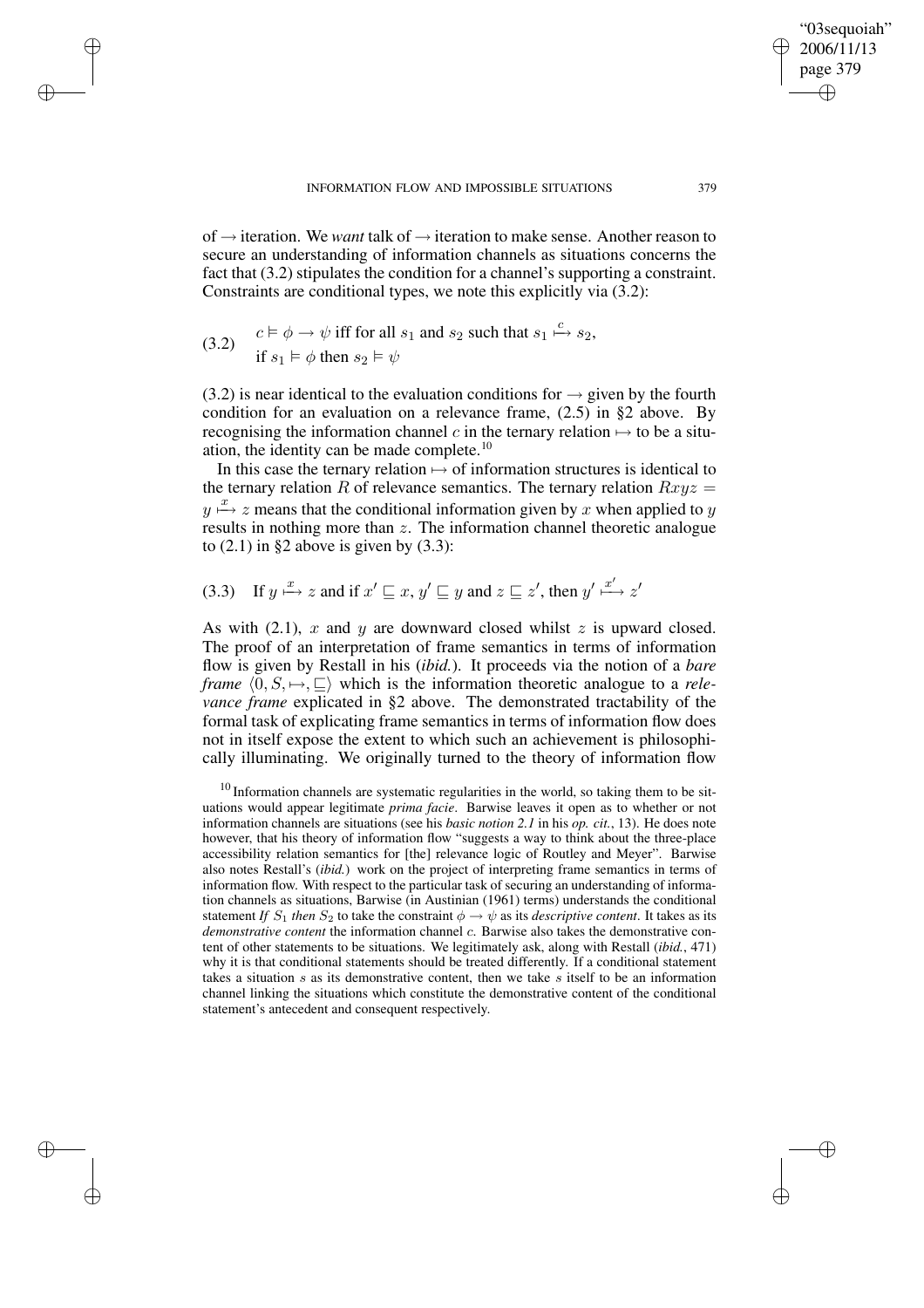of $\rightarrow$ iteration. We *want* talk of $\rightarrow$ iteration to make sense. Another reason to secure an understanding of information channels as situations concerns the fact that (3.2) stipulates the condition for a channel's supporting a constraint. Constraints are conditional types, we note this explicitly via (3.2):

$$(3.2) \quad \begin{array}{l} c \vDash \phi \rightarrow \psi \text{ iff for all } s_1 \text{ and } s_2 \text{ such that } s_1 \overset{c}{\longmapsto} s_2, \\ \text{if } s_1 \vDash \phi \text{ then } s_2 \vDash \psi \end{array}$$

(3.2) is near identical to the evaluation conditions for $\rightarrow$ given by the fourth condition for an evaluation on a relevance frame, (2.5) in §2 above. By recognising the information channel $c$ in the ternary relation $\mapsto$ to be a situation, the identity can be made complete.[10]

In this case the ternary relation $\mapsto$ of information structures is identical to the ternary relation $R$ of relevance semantics. The ternary relation $Rxyz = y \overset{x}{\longmapsto} z$ means that the conditional information given by $x$ when applied to $y$ results in nothing more than $z$. The information channel theoretic analogue to (2.1) in §2 above is given by (3.3):

$$(3.3) \quad \text{If } y \overset{x}{\longmapsto} z \text{ and if } x' \sqsubseteq x,\ y' \sqsubseteq y \text{ and } z \sqsubseteq z', \text{ then } y' \overset{x'}{\longmapsto} z'$$

As with (2.1), $x$ and $y$ are downward closed whilst $z$ is upward closed. The proof of an interpretation of frame semantics in terms of information flow is given by Restall in his (*ibid.*). It proceeds via the notion of a *bare frame* $\langle 0, S, \mapsto, \sqsubseteq \rangle$ which is the information theoretic analogue to a *relevance frame* explicated in §2 above. The demonstrated tractability of the formal task of explicating frame semantics in terms of information flow does not in itself expose the extent to which such an achievement is philosophically illuminating. We originally turned to the theory of information flow

[10] Information channels are systematic regularities in the world, so taking them to be situations would appear legitimate *prima facie*. Barwise leaves it open as to whether or not information channels are situations (see his *basic notion 2.1* in his *op. cit.*, 13). He does note however, that his theory of information flow "suggests a way to think about the three-place accessibility relation semantics for [the] relevance logic of Routley and Meyer". Barwise also notes Restall's (*ibid.*) work on the project of interpreting frame semantics in terms of information flow. With respect to the particular task of securing an understanding of information channels as situations, Barwise (in Austinian (1961) terms) understands the conditional statement *If* $S_1$ *then* $S_2$ to take the constraint $\phi \rightarrow \psi$ as its *descriptive content*. It takes as its *demonstrative content* the information channel $c$. Barwise also takes the demonstrative content of other statements to be situations. We legitimately ask, along with Restall (*ibid.*, 471) why it is that conditional statements should be treated differently. If a conditional statement takes a situation $s$ as its demonstrative content, then we take $s$ itself to be an information channel linking the situations which constitute the demonstrative content of the conditional statement's antecedent and consequent respectively.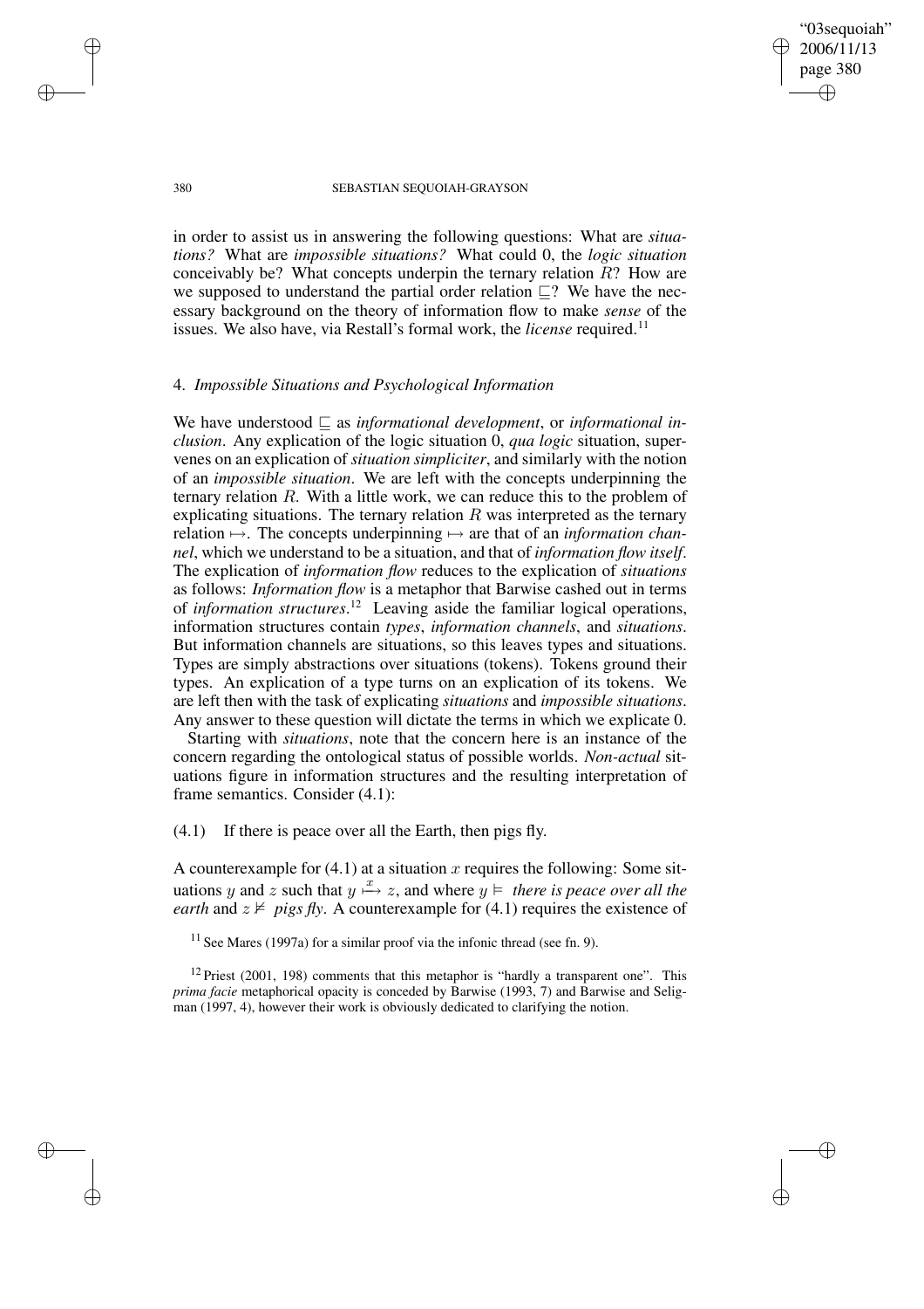in order to assist us in answering the following questions: What are *situations?* What are *impossible situations?* What could 0, the *logic situation* conceivably be? What concepts underpin the ternary relation $R$? How are we supposed to understand the partial order relation $\sqsubseteq$? We have the necessary background on the theory of information flow to make *sense* of the issues. We also have, via Restall's formal work, the *license* required.[11]

## 4. *Impossible Situations and Psychological Information*

We have understood $\sqsubseteq$ as *informational development*, or *informational inclusion*. Any explication of the logic situation 0, *qua logic* situation, supervenes on an explication of *situation simpliciter*, and similarly with the notion of an *impossible situation*. We are left with the concepts underpinning the ternary relation $R$. With a little work, we can reduce this to the problem of explicating situations. The ternary relation $R$ was interpreted as the ternary relation $\mapsto$. The concepts underpinning $\mapsto$ are that of an *information channel*, which we understand to be a situation, and that of *information flow itself*. The explication of *information flow* reduces to the explication of *situations* as follows: *Information flow* is a metaphor that Barwise cashed out in terms of *information structures*.[12] Leaving aside the familiar logical operations, information structures contain *types*, *information channels*, and *situations*. But information channels are situations, so this leaves types and situations. Types are simply abstractions over situations (tokens). Tokens ground their types. An explication of a type turns on an explication of its tokens. We are left then with the task of explicating *situations* and *impossible situations*. Any answer to these question will dictate the terms in which we explicate 0.

Starting with *situations*, note that the concern here is an instance of the concern regarding the ontological status of possible worlds. *Non-actual* situations figure in information structures and the resulting interpretation of frame semantics. Consider (4.1):

(4.1) If there is peace over all the Earth, then pigs fly.

A counterexample for (4.1) at a situation $x$ requires the following: Some situations $y$ and $z$ such that $y \overset{x}{\mapsto} z$, and where $y \vDash$ *there is peace over all the earth* and $z \nvDash$ *pigs fly*. A counterexample for (4.1) requires the existence of

[11] See Mares (1997a) for a similar proof via the infonic thread (see fn. 9).

[12] Priest (2001, 198) comments that this metaphor is "hardly a transparent one". This *prima facie* metaphorical opacity is conceded by Barwise (1993, 7) and Barwise and Seligman (1997, 4), however their work is obviously dedicated to clarifying the notion.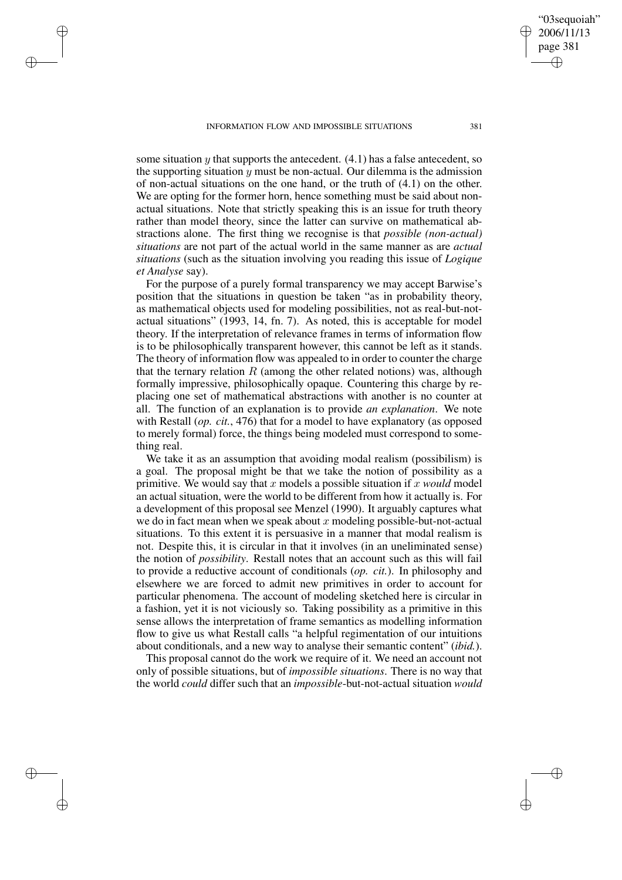some situation $y$ that supports the antecedent. (4.1) has a false antecedent, so the supporting situation $y$ must be non-actual. Our dilemma is the admission of non-actual situations on the one hand, or the truth of (4.1) on the other. We are opting for the former horn, hence something must be said about non-actual situations. Note that strictly speaking this is an issue for truth theory rather than model theory, since the latter can survive on mathematical abstractions alone. The first thing we recognise is that *possible (non-actual) situations* are not part of the actual world in the same manner as are *actual situations* (such as the situation involving you reading this issue of *Logique et Analyse* say).

For the purpose of a purely formal transparency we may accept Barwise's position that the situations in question be taken "as in probability theory, as mathematical objects used for modeling possibilities, not as real-but-not-actual situations" (1993, 14, fn. 7). As noted, this is acceptable for model theory. If the interpretation of relevance frames in terms of information flow is to be philosophically transparent however, this cannot be left as it stands. The theory of information flow was appealed to in order to counter the charge that the ternary relation $R$ (among the other related notions) was, although formally impressive, philosophically opaque. Countering this charge by replacing one set of mathematical abstractions with another is no counter at all. The function of an explanation is to provide *an explanation*. We note with Restall (*op. cit.*, 476) that for a model to have explanatory (as opposed to merely formal) force, the things being modeled must correspond to something real.

We take it as an assumption that avoiding modal realism (possibilism) is a goal. The proposal might be that we take the notion of possibility as a primitive. We would say that $x$ models a possible situation if $x$ *would* model an actual situation, were the world to be different from how it actually is. For a development of this proposal see Menzel (1990). It arguably captures what we do in fact mean when we speak about $x$ modeling possible-but-not-actual situations. To this extent it is persuasive in a manner that modal realism is not. Despite this, it is circular in that it involves (in an uneliminated sense) the notion of *possibility*. Restall notes that an account such as this will fail to provide a reductive account of conditionals (*op. cit.*). In philosophy and elsewhere we are forced to admit new primitives in order to account for particular phenomena. The account of modeling sketched here is circular in a fashion, yet it is not viciously so. Taking possibility as a primitive in this sense allows the interpretation of frame semantics as modelling information flow to give us what Restall calls "a helpful regimentation of our intuitions about conditionals, and a new way to analyse their semantic content" (*ibid.*).

This proposal cannot do the work we require of it. We need an account not only of possible situations, but of *impossible situations*. There is no way that the world *could* differ such that an *impossible*-but-not-actual situation *would*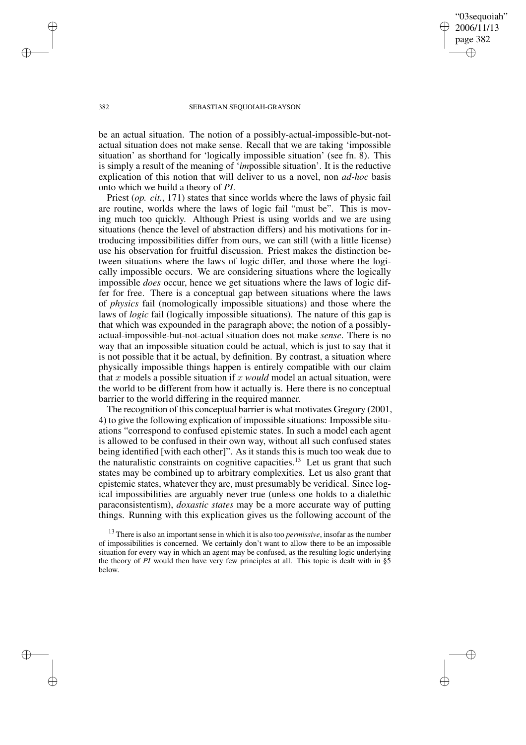be an actual situation. The notion of a possibly-actual-impossible-but-not-actual situation does not make sense. Recall that we are taking 'impossible situation' as shorthand for 'logically impossible situation' (see fn. 8). This is simply a result of the meaning of '*im*possible situation'. It is the reductive explication of this notion that will deliver to us a novel, non *ad-hoc* basis onto which we build a theory of *PI*.

Priest (*op. cit.*, 171) states that since worlds where the laws of physic fail are routine, worlds where the laws of logic fail "must be". This is moving much too quickly. Although Priest is using worlds and we are using situations (hence the level of abstraction differs) and his motivations for introducing impossibilities differ from ours, we can still (with a little license) use his observation for fruitful discussion. Priest makes the distinction between situations where the laws of logic differ, and those where the logically impossible occurs. We are considering situations where the logically impossible *does* occur, hence we get situations where the laws of logic differ for free. There is a conceptual gap between situations where the laws of *physics* fail (nomologically impossible situations) and those where the laws of *logic* fail (logically impossible situations). The nature of this gap is that which was expounded in the paragraph above; the notion of a possibly-actual-impossible-but-not-actual situation does not make *sense*. There is no way that an impossible situation could be actual, which is just to say that it is not possible that it be actual, by definition. By contrast, a situation where physically impossible things happen is entirely compatible with our claim that $x$ models a possible situation if $x$ *would* model an actual situation, were the world to be different from how it actually is. Here there is no conceptual barrier to the world differing in the required manner.

The recognition of this conceptual barrier is what motivates Gregory (2001, 4) to give the following explication of impossible situations: Impossible situations "correspond to confused epistemic states. In such a model each agent is allowed to be confused in their own way, without all such confused states being identified [with each other]". As it stands this is much too weak due to the naturalistic constraints on cognitive capacities.[13] Let us grant that such states may be combined up to arbitrary complexities. Let us also grant that epistemic states, whatever they are, must presumably be veridical. Since logical impossibilities are arguably never true (unless one holds to a dialethic paraconsistentism), *doxastic states* may be a more accurate way of putting things. Running with this explication gives us the following account of the

[13] There is also an important sense in which it is also too *permissive*, insofar as the number of impossibilities is concerned. We certainly don't want to allow there to be an impossible situation for every way in which an agent may be confused, as the resulting logic underlying the theory of *PI* would then have very few principles at all. This topic is dealt with in §5 below.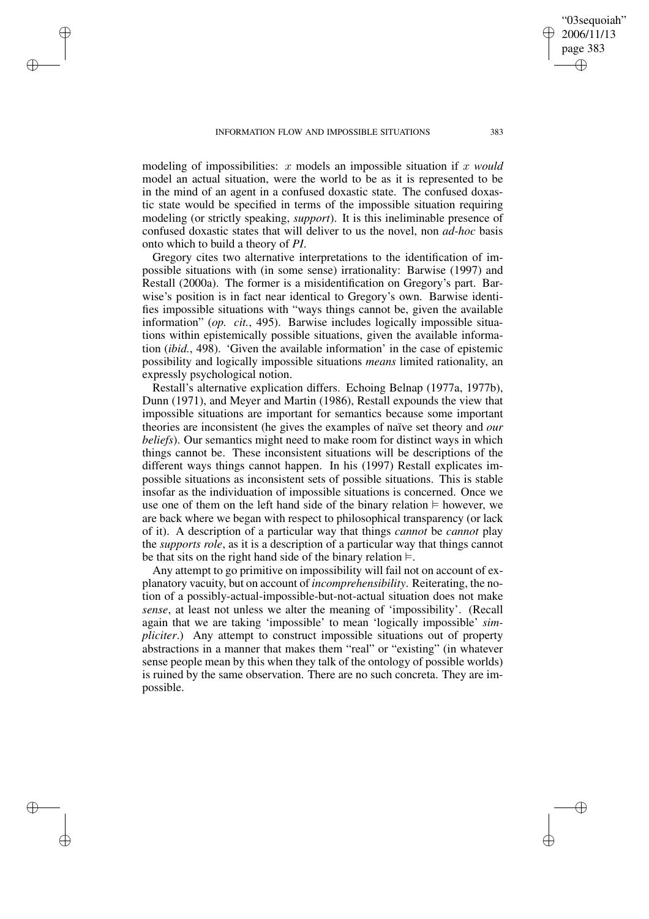modeling of impossibilities: $x$ models an impossible situation if $x$ *would* model an actual situation, were the world to be as it is represented to be in the mind of an agent in a confused doxastic state. The confused doxastic state would be specified in terms of the impossible situation requiring modeling (or strictly speaking, *support*). It is this ineliminable presence of confused doxastic states that will deliver to us the novel, non *ad-hoc* basis onto which to build a theory of *PI*.

Gregory cites two alternative interpretations to the identification of impossible situations with (in some sense) irrationality: Barwise (1997) and Restall (2000a). The former is a misidentification on Gregory's part. Barwise's position is in fact near identical to Gregory's own. Barwise identifies impossible situations with "ways things cannot be, given the available information" (*op. cit.*, 495). Barwise includes logically impossible situations within epistemically possible situations, given the available information (*ibid.*, 498). 'Given the available information' in the case of epistemic possibility and logically impossible situations *means* limited rationality, an expressly psychological notion.

Restall's alternative explication differs. Echoing Belnap (1977a, 1977b), Dunn (1971), and Meyer and Martin (1986), Restall expounds the view that impossible situations are important for semantics because some important theories are inconsistent (he gives the examples of naïve set theory and *our beliefs*). Our semantics might need to make room for distinct ways in which things cannot be. These inconsistent situations will be descriptions of the different ways things cannot happen. In his (1997) Restall explicates impossible situations as inconsistent sets of possible situations. This is stable insofar as the individuation of impossible situations is concerned. Once we use one of them on the left hand side of the binary relation $\vDash$ however, we are back where we began with respect to philosophical transparency (or lack of it). A description of a particular way that things *cannot* be *cannot* play the *supports role*, as it is a description of a particular way that things cannot be that sits on the right hand side of the binary relation $\vDash$.

Any attempt to go primitive on impossibility will fail not on account of explanatory vacuity, but on account of *incomprehensibility*. Reiterating, the notion of a possibly-actual-impossible-but-not-actual situation does not make *sense*, at least not unless we alter the meaning of 'impossibility'. (Recall again that we are taking 'impossible' to mean 'logically impossible' *simpliciter*.) Any attempt to construct impossible situations out of property abstractions in a manner that makes them "real" or "existing" (in whatever sense people mean by this when they talk of the ontology of possible worlds) is ruined by the same observation. There are no such concreta. They are impossible.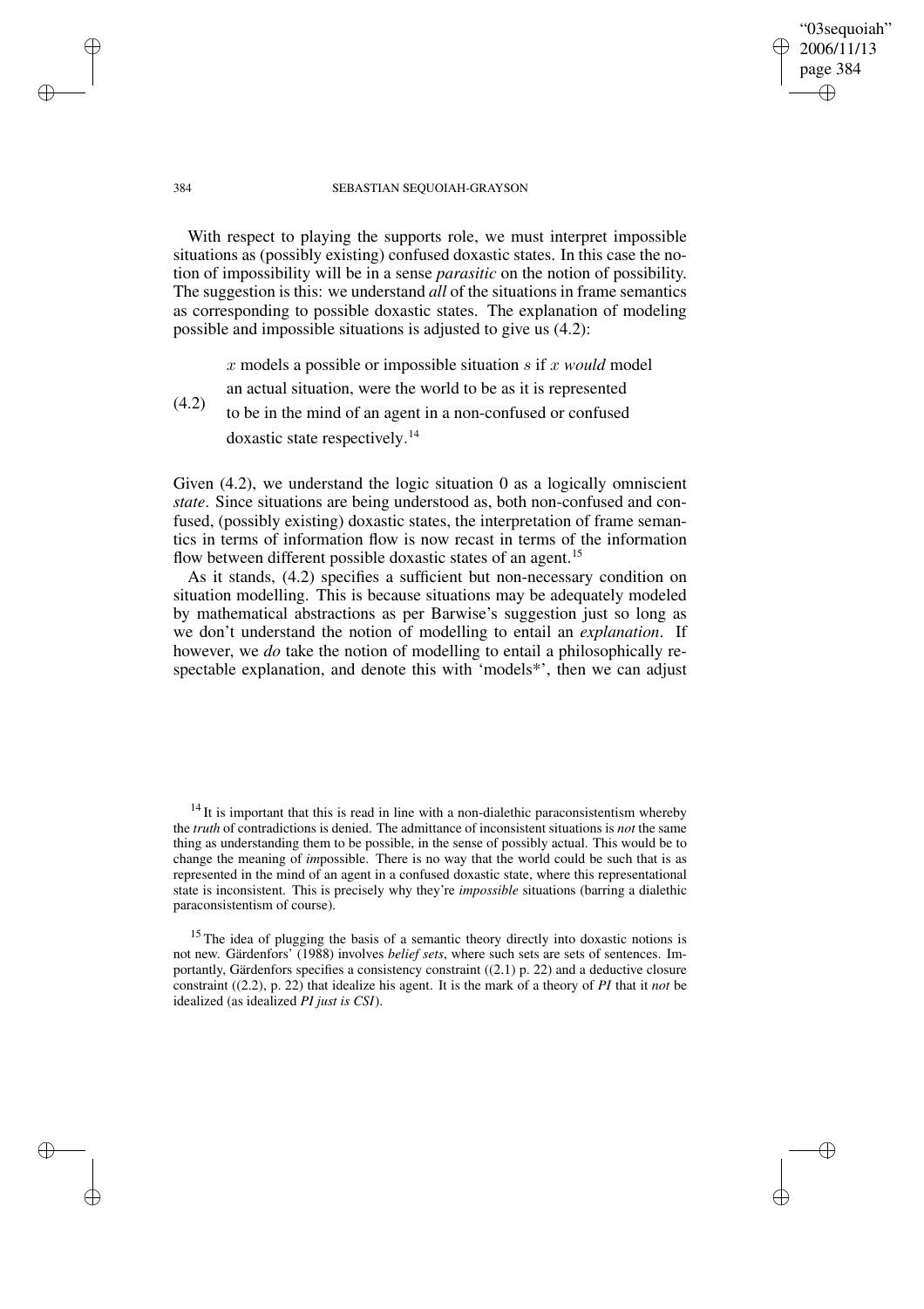With respect to playing the supports role, we must interpret impossible situations as (possibly existing) confused doxastic states. In this case the notion of impossibility will be in a sense *parasitic* on the notion of possibility. The suggestion is this: we understand *all* of the situations in frame semantics as corresponding to possible doxastic states. The explanation of modeling possible and impossible situations is adjusted to give us (4.2):

(4.2) $x$ models a possible or impossible situation $s$ if $x$ *would* model an actual situation, were the world to be as it is represented to be in the mind of an agent in a non-confused or confused doxastic state respectively.[14]

Given (4.2), we understand the logic situation 0 as a logically omniscient *state*. Since situations are being understood as, both non-confused and confused, (possibly existing) doxastic states, the interpretation of frame semantics in terms of information flow is now recast in terms of the information flow between different possible doxastic states of an agent.[15]

As it stands, (4.2) specifies a sufficient but non-necessary condition on situation modelling. This is because situations may be adequately modeled by mathematical abstractions as per Barwise's suggestion just so long as we don't understand the notion of modelling to entail an *explanation*. If however, we *do* take the notion of modelling to entail a philosophically respectable explanation, and denote this with 'models*', then we can adjust

[14] It is important that this is read in line with a non-dialethic paraconsistentism whereby the *truth* of contradictions is denied. The admittance of inconsistent situations is *not* the same thing as understanding them to be possible, in the sense of possibly actual. This would be to change the meaning of *im*possible. There is no way that the world could be such that is as represented in the mind of an agent in a confused doxastic state, where this representational state is inconsistent. This is precisely why they're *impossible* situations (barring a dialethic paraconsistentism of course).

[15] The idea of plugging the basis of a semantic theory directly into doxastic notions is not new. Gärdenfors' (1988) involves *belief sets*, where such sets are sets of sentences. Importantly, Gärdenfors specifies a consistency constraint ((2.1) p. 22) and a deductive closure constraint ((2.2), p. 22) that idealize his agent. It is the mark of a theory of *PI* that it *not* be idealized (as idealized *PI just is CSI*).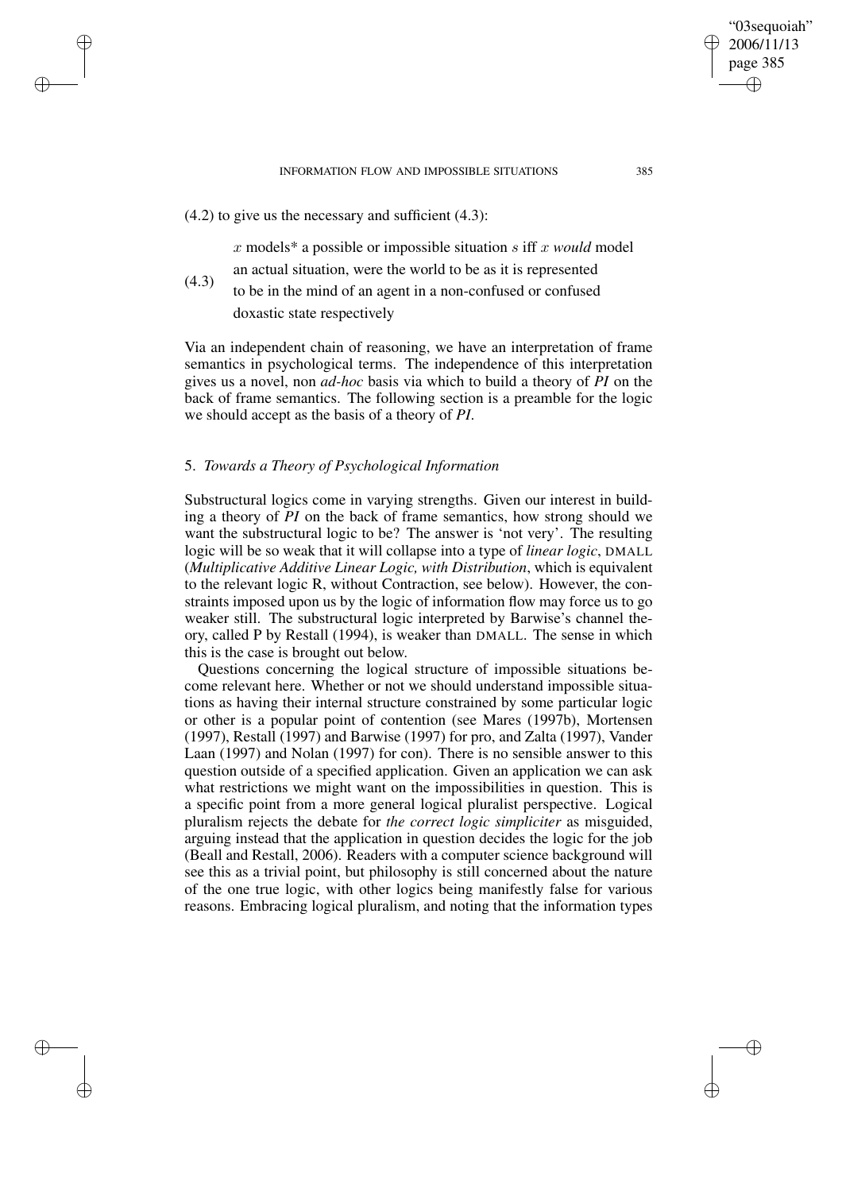(4.2) to give us the necessary and sufficient (4.3):

(4.3) $x$ models* a possible or impossible situation $s$ iff $x$ *would* model an actual situation, were the world to be as it is represented to be in the mind of an agent in a non-confused or confused doxastic state respectively

Via an independent chain of reasoning, we have an interpretation of frame semantics in psychological terms. The independence of this interpretation gives us a novel, non *ad-hoc* basis via which to build a theory of *PI* on the back of frame semantics. The following section is a preamble for the logic we should accept as the basis of a theory of *PI*.

## 5. *Towards a Theory of Psychological Information*

Substructural logics come in varying strengths. Given our interest in building a theory of *PI* on the back of frame semantics, how strong should we want the substructural logic to be? The answer is 'not very'. The resulting logic will be so weak that it will collapse into a type of *linear logic*, DMALL (*Multiplicative Additive Linear Logic, with Distribution*, which is equivalent to the relevant logic R, without Contraction, see below). However, the constraints imposed upon us by the logic of information flow may force us to go weaker still. The substructural logic interpreted by Barwise's channel theory, called P by Restall (1994), is weaker than DMALL. The sense in which this is the case is brought out below.

Questions concerning the logical structure of impossible situations become relevant here. Whether or not we should understand impossible situations as having their internal structure constrained by some particular logic or other is a popular point of contention (see Mares (1997b), Mortensen (1997), Restall (1997) and Barwise (1997) for pro, and Zalta (1997), Vander Laan (1997) and Nolan (1997) for con). There is no sensible answer to this question outside of a specified application. Given an application we can ask what restrictions we might want on the impossibilities in question. This is a specific point from a more general logical pluralist perspective. Logical pluralism rejects the debate for *the correct logic simpliciter* as misguided, arguing instead that the application in question decides the logic for the job (Beall and Restall, 2006). Readers with a computer science background will see this as a trivial point, but philosophy is still concerned about the nature of the one true logic, with other logics being manifestly false for various reasons. Embracing logical pluralism, and noting that the information types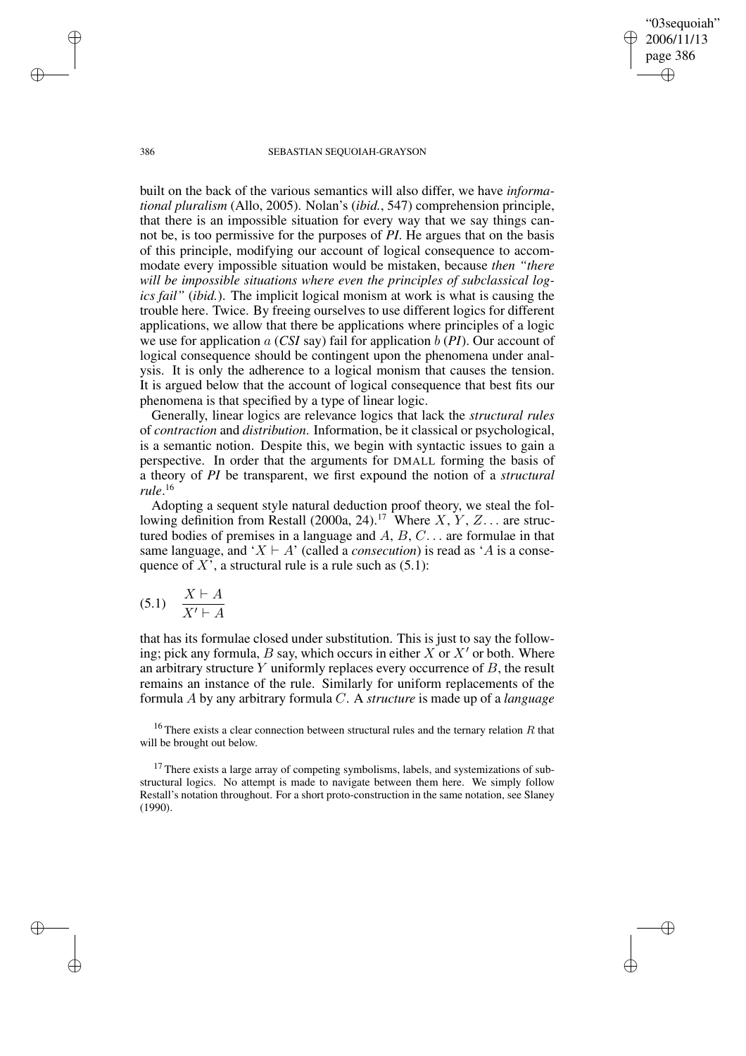built on the back of the various semantics will also differ, we have *informational pluralism* (Allo, 2005). Nolan's (*ibid.*, 547) comprehension principle, that there is an impossible situation for every way that we say things cannot be, is too permissive for the purposes of *PI*. He argues that on the basis of this principle, modifying our account of logical consequence to accommodate every impossible situation would be mistaken, because *then "there will be impossible situations where even the principles of subclassical logics fail"* (*ibid.*). The implicit logical monism at work is what is causing the trouble here. Twice. By freeing ourselves to use different logics for different applications, we allow that there be applications where principles of a logic we use for application $a$ (*CSI* say) fail for application $b$ (*PI*). Our account of logical consequence should be contingent upon the phenomena under analysis. It is only the adherence to a logical monism that causes the tension. It is argued below that the account of logical consequence that best fits our phenomena is that specified by a type of linear logic.

Generally, linear logics are relevance logics that lack the *structural rules* of *contraction* and *distribution*. Information, be it classical or psychological, is a semantic notion. Despite this, we begin with syntactic issues to gain a perspective. In order that the arguments for DMALL forming the basis of a theory of *PI* be transparent, we first expound the notion of a *structural rule*.[16]

Adopting a sequent style natural deduction proof theory, we steal the following definition from Restall (2000a, 24).[17] Where $X$, $Y$, $Z$... are structured bodies of premises in a language and $A$, $B$, $C$... are formulae in that same language, and '$X \vdash A$' (called a *consecution*) is read as '$A$ is a consequence of $X$', a structural rule is a rule such as (5.1):

$$(5.1) \quad \frac{X \vdash A}{X' \vdash A}$$

that has its formulae closed under substitution. This is just to say the following; pick any formula, $B$ say, which occurs in either $X$ or $X'$ or both. Where an arbitrary structure $Y$ uniformly replaces every occurrence of $B$, the result remains an instance of the rule. Similarly for uniform replacements of the formula $A$ by any arbitrary formula $C$. A *structure* is made up of a *language*

[16] There exists a clear connection between structural rules and the ternary relation $R$ that will be brought out below.

[17] There exists a large array of competing symbolisms, labels, and systemizations of substructural logics. No attempt is made to navigate between them here. We simply follow Restall's notation throughout. For a short proto-construction in the same notation, see Slaney (1990).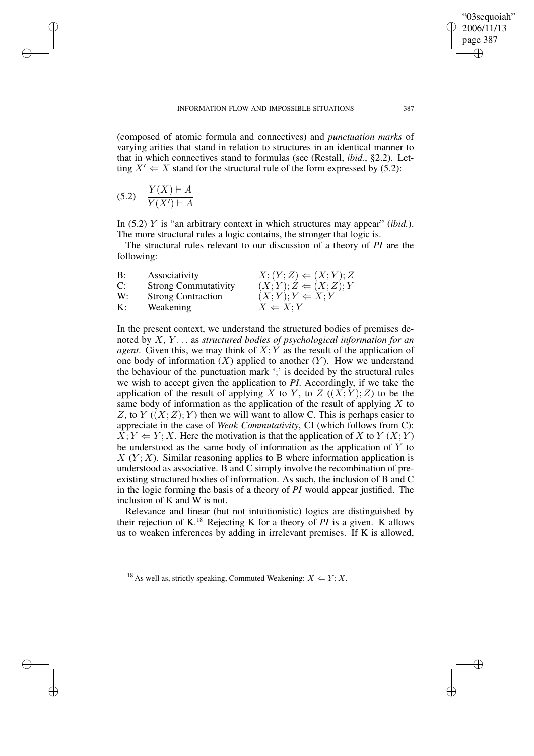(composed of atomic formula and connectives) and *punctuation marks* of varying arities that stand in relation to structures in an identical manner to that in which connectives stand to formulas (see (Restall, *ibid.*, §2.2). Letting $X' \Leftarrow X$ stand for the structural rule of the form expressed by (5.2):

$$(5.2) \quad \frac{Y(X) \vdash A}{Y(X') \vdash A}$$

In (5.2) $Y$ is "an arbitrary context in which structures may appear" (*ibid.*). The more structural rules a logic contains, the stronger that logic is.

The structural rules relevant to our discussion of a theory of *PI* are the following:

| | | |
|---|---|---|
| B: | Associativity | $X; (Y; Z) \Leftarrow (X; Y); Z$ |
| C: | Strong Commutativity | $(X; Y); Z \Leftarrow (X; Z); Y$ |
| W: | Strong Contraction | $(X; Y); Y \Leftarrow X; Y$ |
| K: | Weakening | $X \Leftarrow X; Y$ |

In the present context, we understand the structured bodies of premises denoted by $X, Y \ldots$ as *structured bodies of psychological information for an agent*. Given this, we may think of $X; Y$ as the result of the application of one body of information ($X$) applied to another ($Y$). How we understand the behaviour of the punctuation mark ';' is decided by the structural rules we wish to accept given the application to *PI*. Accordingly, if we take the application of the result of applying $X$ to $Y$, to $Z$ ($(X; Y); Z$) to be the same body of information as the application of the result of applying $X$ to $Z$, to $Y$ ($(X; Z); Y$) then we will want to allow C. This is perhaps easier to appreciate in the case of *Weak Commutativity*, CI (which follows from C): $X; Y \Leftarrow Y; X$. Here the motivation is that the application of $X$ to $Y$ ($X; Y$) be understood as the same body of information as the application of $Y$ to $X$ ($Y; X$). Similar reasoning applies to B where information application is understood as associative. B and C simply involve the recombination of preexisting structured bodies of information. As such, the inclusion of B and C in the logic forming the basis of a theory of *PI* would appear justified. The inclusion of K and W is not.

Relevance and linear (but not intuitionistic) logics are distinguished by their rejection of K.[18] Rejecting K for a theory of *PI* is a given. K allows us to weaken inferences by adding in irrelevant premises. If K is allowed,

[18] As well as, strictly speaking, Commuted Weakening: $X \Leftarrow Y; X$.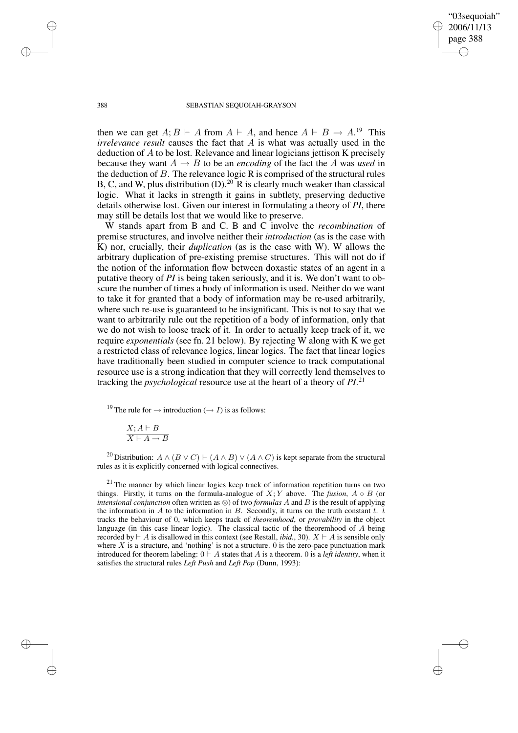then we can get $A; B \vdash A$ from $A \vdash A$, and hence $A \vdash B \rightarrow A$.[19] This *irrelevance result* causes the fact that $A$ is what was actually used in the deduction of $A$ to be lost. Relevance and linear logicians jettison K precisely because they want $A \rightarrow B$ to be an *encoding* of the fact the $A$ was *used* in the deduction of $B$. The relevance logic R is comprised of the structural rules B, C, and W, plus distribution (D).[20] R is clearly much weaker than classical logic. What it lacks in strength it gains in subtlety, preserving deductive details otherwise lost. Given our interest in formulating a theory of *PI*, there may still be details lost that we would like to preserve.

W stands apart from B and C. B and C involve the *recombination* of premise structures, and involve neither their *introduction* (as is the case with K) nor, crucially, their *duplication* (as is the case with W). W allows the arbitrary duplication of pre-existing premise structures. This will not do if the notion of the information flow between doxastic states of an agent in a putative theory of *PI* is being taken seriously, and it is. We don't want to obscure the number of times a body of information is used. Neither do we want to take it for granted that a body of information may be re-used arbitrarily, where such re-use is guaranteed to be insignificant. This is not to say that we want to arbitrarily rule out the repetition of a body of information, only that we do not wish to loose track of it. In order to actually keep track of it, we require *exponentials* (see fn. 21 below). By rejecting W along with K we get a restricted class of relevance logics, linear logics. The fact that linear logics have traditionally been studied in computer science to track computational resource use is a strong indication that they will correctly lend themselves to tracking the *psychological* resource use at the heart of a theory of *PI*.[21]

[19] The rule for $\rightarrow$ introduction ($\rightarrow I$) is as follows:

$$\frac{X; A \vdash B}{X \vdash A \rightarrow B}$$

[20] Distribution: $A \wedge (B \vee C) \vdash (A \wedge B) \vee (A \wedge C)$ is kept separate from the structural rules as it is explicitly concerned with logical connectives.

[21] The manner by which linear logics keep track of information repetition turns on two things. Firstly, it turns on the formula-analogue of $X; Y$ above. The *fusion*, $A \circ B$ (or *intensional conjunction* often written as $\otimes$) of two *formulas* $A$ and $B$ is the result of applying the information in $A$ to the information in $B$. Secondly, it turns on the truth constant $t$. $t$ tracks the behaviour of 0, which keeps track of *theoremhood*, or *provability* in the object language (in this case linear logic). The classical tactic of the theoremhood of $A$ being recorded by $\vdash A$ is disallowed in this context (see Restall, *ibid.*, 30). $X \vdash A$ is sensible only where $X$ is a structure, and 'nothing' is not a structure. 0 is the zero-pace punctuation mark introduced for theorem labeling: $0 \vdash A$ states that $A$ is a theorem. 0 is a *left identity*, when it satisfies the structural rules *Left Push* and *Left Pop* (Dunn, 1993):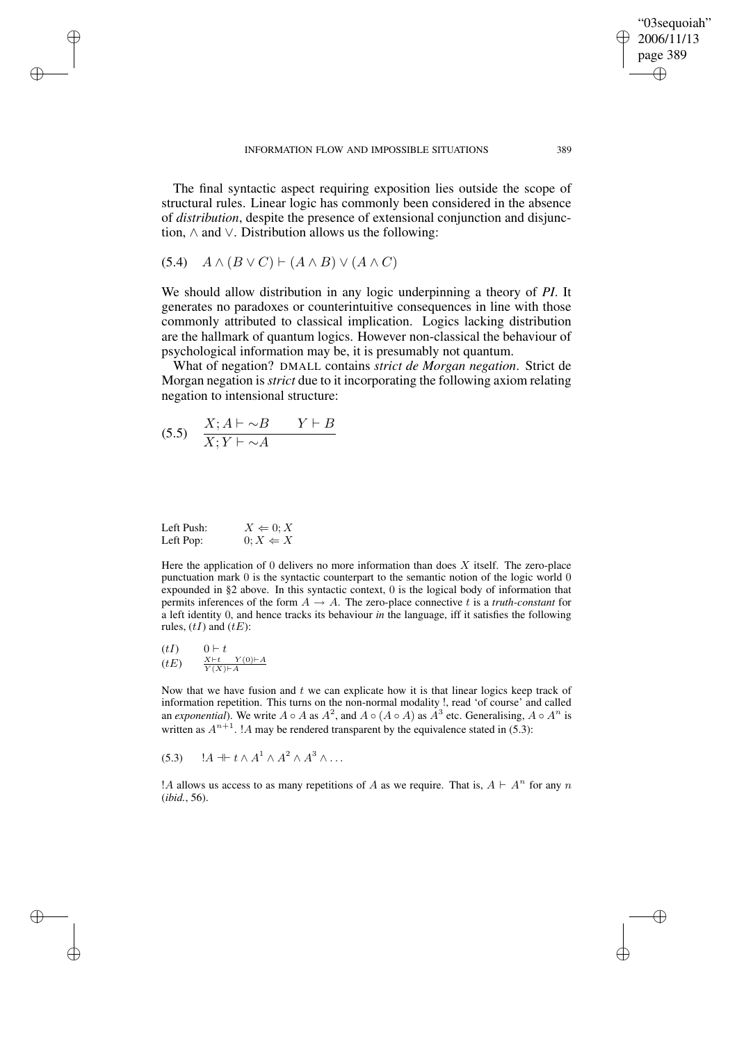The final syntactic aspect requiring exposition lies outside the scope of structural rules. Linear logic has commonly been considered in the absence of *distribution*, despite the presence of extensional conjunction and disjunction, $\wedge$ and $\vee$. Distribution allows us the following:

$$(5.4) \quad A \wedge (B \vee C) \vdash (A \wedge B) \vee (A \wedge C)$$

We should allow distribution in any logic underpinning a theory of *PI*. It generates no paradoxes or counterintuitive consequences in line with those commonly attributed to classical implication. Logics lacking distribution are the hallmark of quantum logics. However non-classical the behaviour of psychological information may be, it is presumably not quantum.

What of negation? DMALL contains *strict de Morgan negation*. Strict de Morgan negation is *strict* due to it incorporating the following axiom relating negation to intensional structure:

$$(5.5) \quad \frac{X; A \vdash {\sim}B \qquad Y \vdash B}{X; Y \vdash {\sim}A}$$

| | |
|---|---|
| Left Push: | $X \Leftarrow 0; X$ |
| Left Pop: | $0; X \Leftarrow X$ |

Here the application of 0 delivers no more information than does $X$ itself. The zero-place punctuation mark 0 is the syntactic counterpart to the semantic notion of the logic world 0 expounded in §2 above. In this syntactic context, 0 is the logical body of information that permits inferences of the form $A \rightarrow A$. The zero-place connective $t$ is a *truth-constant* for a left identity 0, and hence tracks its behaviour *in* the language, iff it satisfies the following rules, $(tI)$ and $(tE)$:

$(tI) \qquad 0 \vdash t$

$(tE) \qquad \frac{X \vdash t \quad Y(0) \vdash A}{Y(X) \vdash A}$

Now that we have fusion and $t$ we can explicate how it is that linear logics keep track of information repetition. This turns on the non-normal modality !, read 'of course' and called an *exponential*). We write $A \circ A$ as $A^2$, and $A \circ (A \circ A)$ as $A^3$ etc. Generalising, $A \circ A^n$ is written as $A^{n+1}$. $!A$ may be rendered transparent by the equivalence stated in (5.3):

$$(5.3) \quad !A \dashv\vdash t \wedge A^1 \wedge A^2 \wedge A^3 \wedge \ldots$$

$!A$ allows us access to as many repetitions of $A$ as we require. That is, $A \vdash A^n$ for any $n$ (*ibid.*, 56).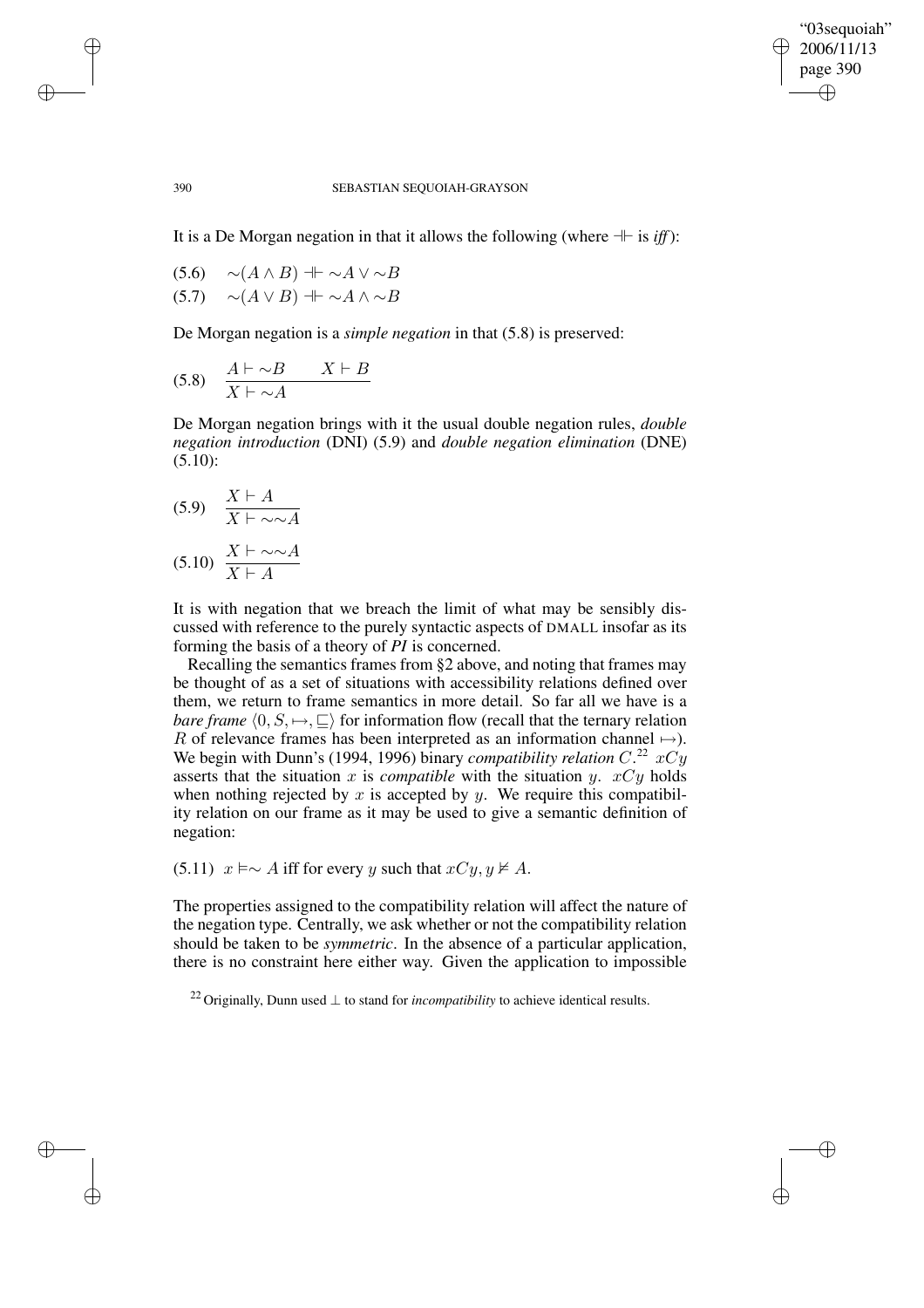It is a De Morgan negation in that it allows the following (where $\dashv\vdash$ is *iff*):

(5.6) $\sim(A \wedge B) \dashv\vdash \sim A \vee \sim B$

(5.7) $\sim(A \vee B) \dashv\vdash \sim A \wedge \sim B$

De Morgan negation is a *simple negation* in that (5.8) is preserved:

$$(5.8) \quad \frac{A \vdash \sim B \qquad X \vdash B}{X \vdash \sim A}$$

De Morgan negation brings with it the usual double negation rules, *double negation introduction* (DNI) (5.9) and *double negation elimination* (DNE) (5.10):

$$(5.9) \quad \frac{X \vdash A}{X \vdash \sim\sim A}$$

$$(5.10) \quad \frac{X \vdash \sim\sim A}{X \vdash A}$$

It is with negation that we breach the limit of what may be sensibly discussed with reference to the purely syntactic aspects of DMALL insofar as its forming the basis of a theory of *PI* is concerned.

Recalling the semantics frames from §2 above, and noting that frames may be thought of as a set of situations with accessibility relations defined over them, we return to frame semantics in more detail. So far all we have is a *bare frame* $\langle 0, S, \mapsto, \sqsubseteq \rangle$ for information flow (recall that the ternary relation $R$ of relevance frames has been interpreted as an information channel $\mapsto$). We begin with Dunn's (1994, 1996) binary *compatibility relation* $C$.[22] $xCy$ asserts that the situation $x$ is *compatible* with the situation $y$. $xCy$ holds when nothing rejected by $x$ is accepted by $y$. We require this compatibility relation on our frame as it may be used to give a semantic definition of negation:

(5.11) $x \vDash \sim A$ iff for every $y$ such that $xCy, y \nvDash A$.

The properties assigned to the compatibility relation will affect the nature of the negation type. Centrally, we ask whether or not the compatibility relation should be taken to be *symmetric*. In the absence of a particular application, there is no constraint here either way. Given the application to impossible

[22] Originally, Dunn used $\perp$ to stand for *incompatibility* to achieve identical results.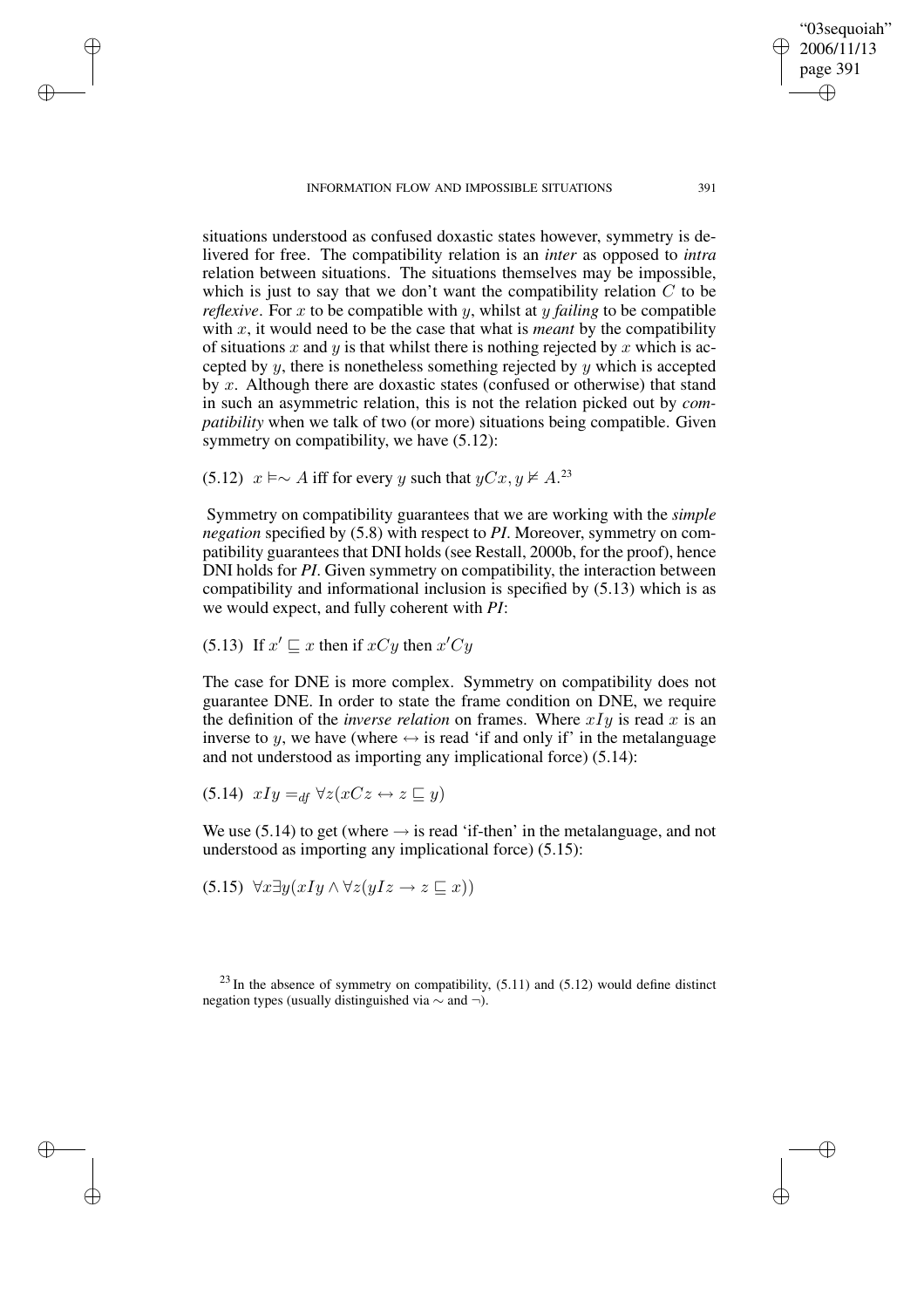situations understood as confused doxastic states however, symmetry is delivered for free. The compatibility relation is an *inter* as opposed to *intra* relation between situations. The situations themselves may be impossible, which is just to say that we don't want the compatibility relation $C$ to be *reflexive*. For $x$ to be compatible with $y$, whilst at $y$ *failing* to be compatible with $x$, it would need to be the case that what is *meant* by the compatibility of situations $x$ and $y$ is that whilst there is nothing rejected by $x$ which is accepted by $y$, there is nonetheless something rejected by $y$ which is accepted by $x$. Although there are doxastic states (confused or otherwise) that stand in such an asymmetric relation, this is not the relation picked out by *compatibility* when we talk of two (or more) situations being compatible. Given symmetry on compatibility, we have (5.12):

(5.12) $x \vDash\sim A$ iff for every $y$ such that $yCx, y \nvDash A$.[23]

Symmetry on compatibility guarantees that we are working with the *simple negation* specified by (5.8) with respect to *PI*. Moreover, symmetry on compatibility guarantees that DNI holds (see Restall, 2000b, for the proof), hence DNI holds for *PI*. Given symmetry on compatibility, the interaction between compatibility and informational inclusion is specified by (5.13) which is as we would expect, and fully coherent with *PI*:

(5.13) If $x' \sqsubseteq x$ then if $xCy$ then $x'Cy$

The case for DNE is more complex. Symmetry on compatibility does not guarantee DNE. In order to state the frame condition on DNE, we require the definition of the *inverse relation* on frames. Where $xIy$ is read $x$ is an inverse to $y$, we have (where $\leftrightarrow$ is read 'if and only if' in the metalanguage and not understood as importing any implicational force) (5.14):

(5.14) $xIy =_{df} \forall z(xCz \leftrightarrow z \sqsubseteq y)$

We use (5.14) to get (where $\rightarrow$ is read 'if-then' in the metalanguage, and not understood as importing any implicational force) (5.15):

(5.15) $\forall x \exists y(xIy \wedge \forall z(yIz \rightarrow z \sqsubseteq x))$

[23] In the absence of symmetry on compatibility, (5.11) and (5.12) would define distinct negation types (usually distinguished via $\sim$ and $\neg$).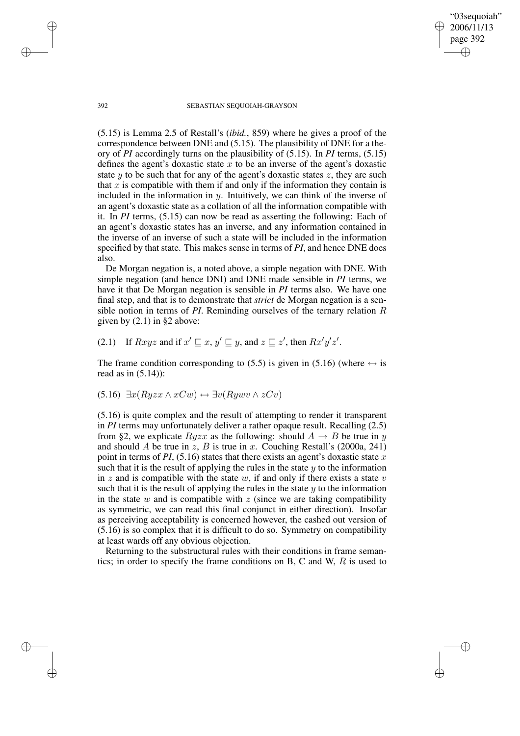(5.15) is Lemma 2.5 of Restall's (*ibid.*, 859) where he gives a proof of the correspondence between DNE and (5.15). The plausibility of DNE for a theory of *PI* accordingly turns on the plausibility of (5.15). In *PI* terms, (5.15) defines the agent's doxastic state $x$ to be an inverse of the agent's doxastic state $y$ to be such that for any of the agent's doxastic states $z$, they are such that $x$ is compatible with them if and only if the information they contain is included in the information in $y$. Intuitively, we can think of the inverse of an agent's doxastic state as a collation of all the information compatible with it. In *PI* terms, (5.15) can now be read as asserting the following: Each of an agent's doxastic states has an inverse, and any information contained in the inverse of an inverse of such a state will be included in the information specified by that state. This makes sense in terms of *PI*, and hence DNE does also.

De Morgan negation is, a noted above, a simple negation with DNE. With simple negation (and hence DNI) and DNE made sensible in *PI* terms, we have it that De Morgan negation is sensible in *PI* terms also. We have one final step, and that is to demonstrate that *strict* de Morgan negation is a sensible notion in terms of *PI*. Reminding ourselves of the ternary relation $R$ given by (2.1) in §2 above:

(2.1) If $Rxyz$ and if $x' \sqsubseteq x$, $y' \sqsubseteq y$, and $z \sqsubseteq z'$, then $Rx'y'z'$.

The frame condition corresponding to (5.5) is given in (5.16) (where $\leftrightarrow$ is read as in (5.14)):

(5.16) $\exists x(Ryzx \wedge xCw) \leftrightarrow \exists v(Rywv \wedge zCv)$

(5.16) is quite complex and the result of attempting to render it transparent in *PI* terms may unfortunately deliver a rather opaque result. Recalling (2.5) from §2, we explicate $Ryzx$ as the following: should $A \rightarrow B$ be true in $y$ and should $A$ be true in $z$, $B$ is true in $x$. Couching Restall's (2000a, 241) point in terms of *PI*, (5.16) states that there exists an agent's doxastic state $x$ such that it is the result of applying the rules in the state $y$ to the information in $z$ and is compatible with the state $w$, if and only if there exists a state $v$ such that it is the result of applying the rules in the state $y$ to the information in the state $w$ and is compatible with $z$ (since we are taking compatibility as symmetric, we can read this final conjunct in either direction). Insofar as perceiving acceptability is concerned however, the cashed out version of (5.16) is so complex that it is difficult to do so. Symmetry on compatibility at least wards off any obvious objection.

Returning to the substructural rules with their conditions in frame semantics; in order to specify the frame conditions on B, C and W, $R$ is used to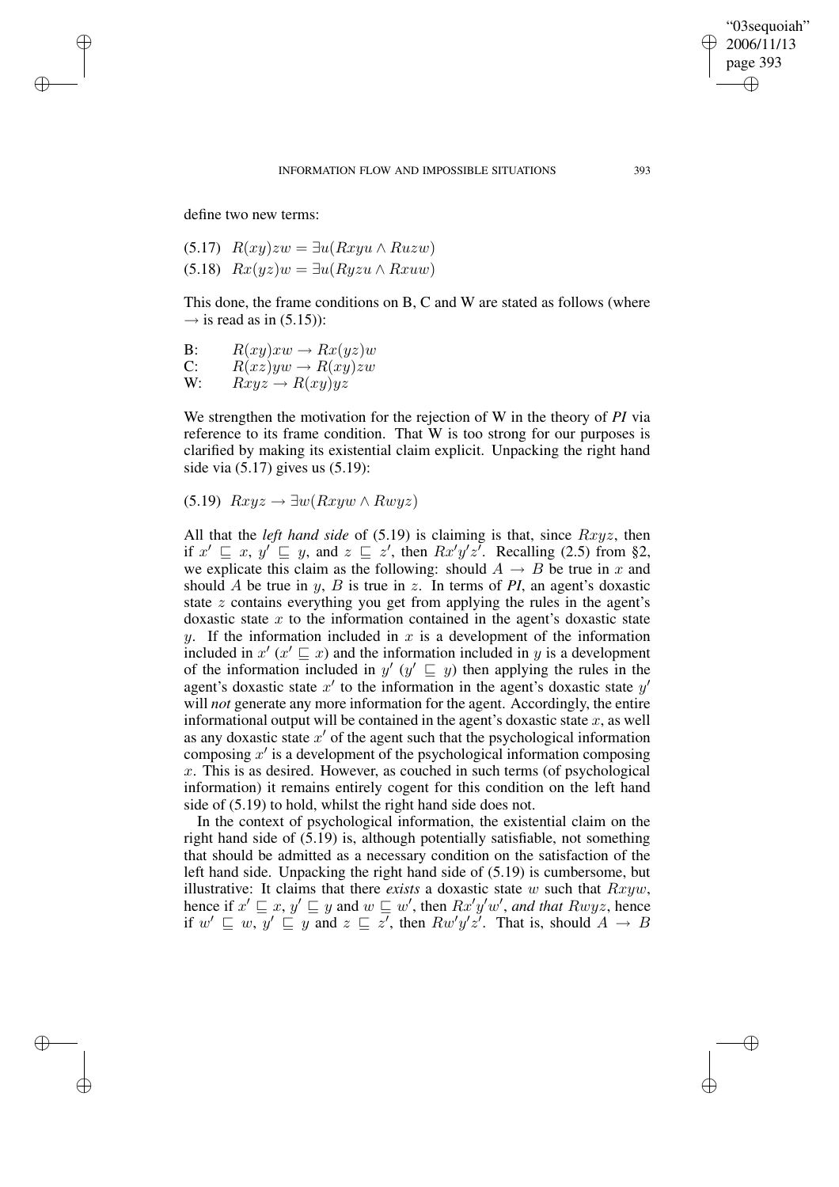define two new terms:

(5.17) $R(xy)zw = \exists u(Rxyu \wedge Ruzw)$

(5.18) $Rx(yz)w = \exists u(Ryzu \wedge Rxuw)$

This done, the frame conditions on B, C and W are stated as follows (where $\rightarrow$ is read as in (5.15)):

B: $R(xy)xw \rightarrow Rx(yz)w$

C: $R(xz)yw \rightarrow R(xy)zw$

W: $Rxyz \rightarrow R(xy)yz$

We strengthen the motivation for the rejection of W in the theory of *PI* via reference to its frame condition. That W is too strong for our purposes is clarified by making its existential claim explicit. Unpacking the right hand side via (5.17) gives us (5.19):

(5.19) $Rxyz \rightarrow \exists w(Rxyw \wedge Rwyz)$

All that the *left hand side* of (5.19) is claiming is that, since $Rxyz$, then if $x' \sqsubseteq x$, $y' \sqsubseteq y$, and $z \sqsubseteq z'$, then $Rx'y'z'$. Recalling (2.5) from §2, we explicate this claim as the following: should $A \rightarrow B$ be true in $x$ and should $A$ be true in $y$, $B$ is true in $z$. In terms of *PI*, an agent's doxastic state $z$ contains everything you get from applying the rules in the agent's doxastic state $x$ to the information contained in the agent's doxastic state $y$. If the information included in $x$ is a development of the information included in $x'$ ($x' \sqsubseteq x$) and the information included in $y$ is a development of the information included in $y'$ ($y' \sqsubseteq y$) then applying the rules in the agent's doxastic state $x'$ to the information in the agent's doxastic state $y'$ will *not* generate any more information for the agent. Accordingly, the entire informational output will be contained in the agent's doxastic state $x$, as well as any doxastic state $x'$ of the agent such that the psychological information composing $x'$ is a development of the psychological information composing $x$. This is as desired. However, as couched in such terms (of psychological information) it remains entirely cogent for this condition on the left hand side of (5.19) to hold, whilst the right hand side does not.

In the context of psychological information, the existential claim on the right hand side of (5.19) is, although potentially satisfiable, not something that should be admitted as a necessary condition on the satisfaction of the left hand side. Unpacking the right hand side of (5.19) is cumbersome, but illustrative: It claims that there *exists* a doxastic state $w$ such that $Rxyw$, hence if $x' \sqsubseteq x$, $y' \sqsubseteq y$ and $w \sqsubseteq w'$, then $Rx'y'w'$, *and that* $Rwyz$, hence if $w' \sqsubseteq w$, $y' \sqsubseteq y$ and $z \sqsubseteq z'$, then $Rw'y'z'$. That is, should $A \rightarrow B$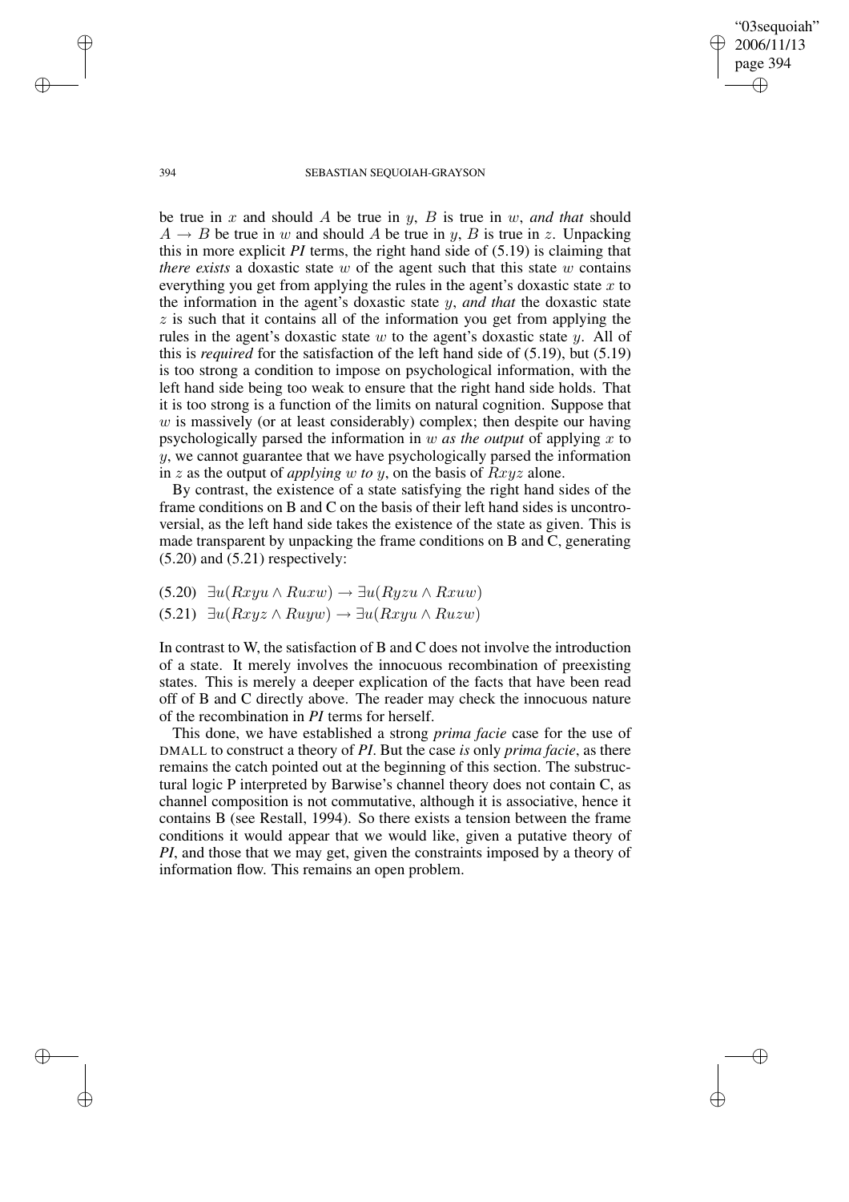be true in $x$ and should $A$ be true in $y$, $B$ is true in $w$, *and that* should $A \rightarrow B$ be true in $w$ and should $A$ be true in $y$, $B$ is true in $z$. Unpacking this in more explicit *PI* terms, the right hand side of (5.19) is claiming that *there exists* a doxastic state $w$ of the agent such that this state $w$ contains everything you get from applying the rules in the agent's doxastic state $x$ to the information in the agent's doxastic state $y$, *and that* the doxastic state $z$ is such that it contains all of the information you get from applying the rules in the agent's doxastic state $w$ to the agent's doxastic state $y$. All of this is *required* for the satisfaction of the left hand side of (5.19), but (5.19) is too strong a condition to impose on psychological information, with the left hand side being too weak to ensure that the right hand side holds. That it is too strong is a function of the limits on natural cognition. Suppose that $w$ is massively (or at least considerably) complex; then despite our having psychologically parsed the information in $w$ *as the output* of applying $x$ to $y$, we cannot guarantee that we have psychologically parsed the information in $z$ as the output of *applying* $w$ *to* $y$, on the basis of $Rxyz$ alone.

By contrast, the existence of a state satisfying the right hand sides of the frame conditions on B and C on the basis of their left hand sides is uncontroversial, as the left hand side takes the existence of the state as given. This is made transparent by unpacking the frame conditions on B and C, generating (5.20) and (5.21) respectively:

(5.20) $\exists u(Rxyu \wedge Ruxw) \rightarrow \exists u(Ryzu \wedge Rxuw)$

(5.21) $\exists u(Rxyz \wedge Ruyw) \rightarrow \exists u(Rxyu \wedge Ruzw)$

In contrast to W, the satisfaction of B and C does not involve the introduction of a state. It merely involves the innocuous recombination of preexisting states. This is merely a deeper explication of the facts that have been read off of B and C directly above. The reader may check the innocuous nature of the recombination in *PI* terms for herself.

This done, we have established a strong *prima facie* case for the use of DMALL to construct a theory of *PI*. But the case *is* only *prima facie*, as there remains the catch pointed out at the beginning of this section. The substructural logic P interpreted by Barwise's channel theory does not contain C, as channel composition is not commutative, although it is associative, hence it contains B (see Restall, 1994). So there exists a tension between the frame conditions it would appear that we would like, given a putative theory of *PI*, and those that we may get, given the constraints imposed by a theory of information flow. This remains an open problem.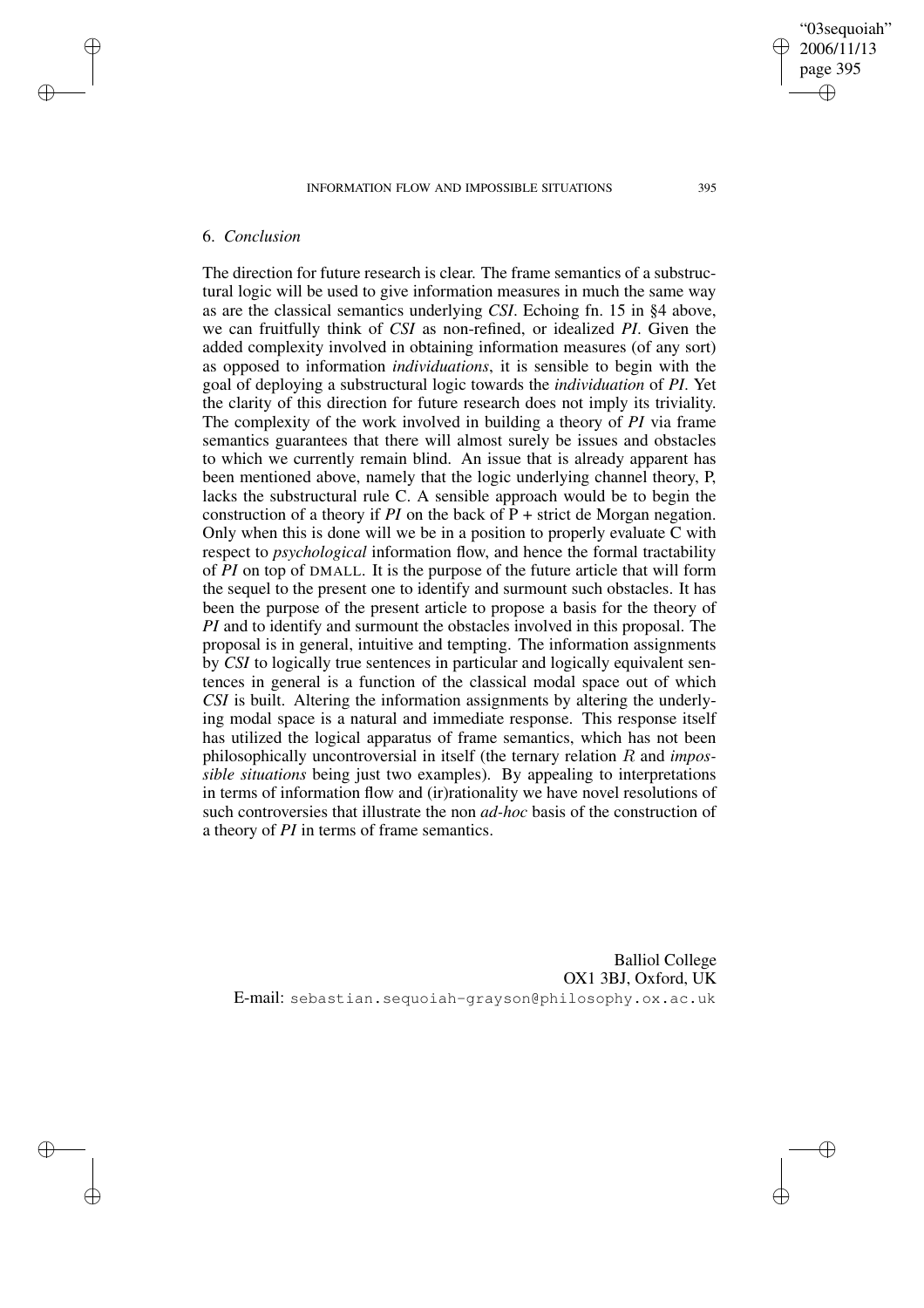## 6. *Conclusion*

The direction for future research is clear. The frame semantics of a substructural logic will be used to give information measures in much the same way as are the classical semantics underlying *CSI*. Echoing fn. 15 in §4 above, we can fruitfully think of *CSI* as non-refined, or idealized *PI*. Given the added complexity involved in obtaining information measures (of any sort) as opposed to information *individuations*, it is sensible to begin with the goal of deploying a substructural logic towards the *individuation* of *PI*. Yet the clarity of this direction for future research does not imply its triviality. The complexity of the work involved in building a theory of *PI* via frame semantics guarantees that there will almost surely be issues and obstacles to which we currently remain blind. An issue that is already apparent has been mentioned above, namely that the logic underlying channel theory, P, lacks the substructural rule C. A sensible approach would be to begin the construction of a theory if *PI* on the back of P + strict de Morgan negation. Only when this is done will we be in a position to properly evaluate C with respect to *psychological* information flow, and hence the formal tractability of *PI* on top of DMALL. It is the purpose of the future article that will form the sequel to the present one to identify and surmount such obstacles. It has been the purpose of the present article to propose a basis for the theory of *PI* and to identify and surmount the obstacles involved in this proposal. The proposal is in general, intuitive and tempting. The information assignments by *CSI* to logically true sentences in particular and logically equivalent sentences in general is a function of the classical modal space out of which *CSI* is built. Altering the information assignments by altering the underlying modal space is a natural and immediate response. This response itself has utilized the logical apparatus of frame semantics, which has not been philosophically uncontroversial in itself (the ternary relation $R$ and *impossible situations* being just two examples). By appealing to interpretations in terms of information flow and (ir)rationality we have novel resolutions of such controversies that illustrate the non *ad-hoc* basis of the construction of a theory of *PI* in terms of frame semantics.

Balliol College
OX1 3BJ, Oxford, UK
E-mail: sebastian.sequoiah-grayson@philosophy.ox.ac.uk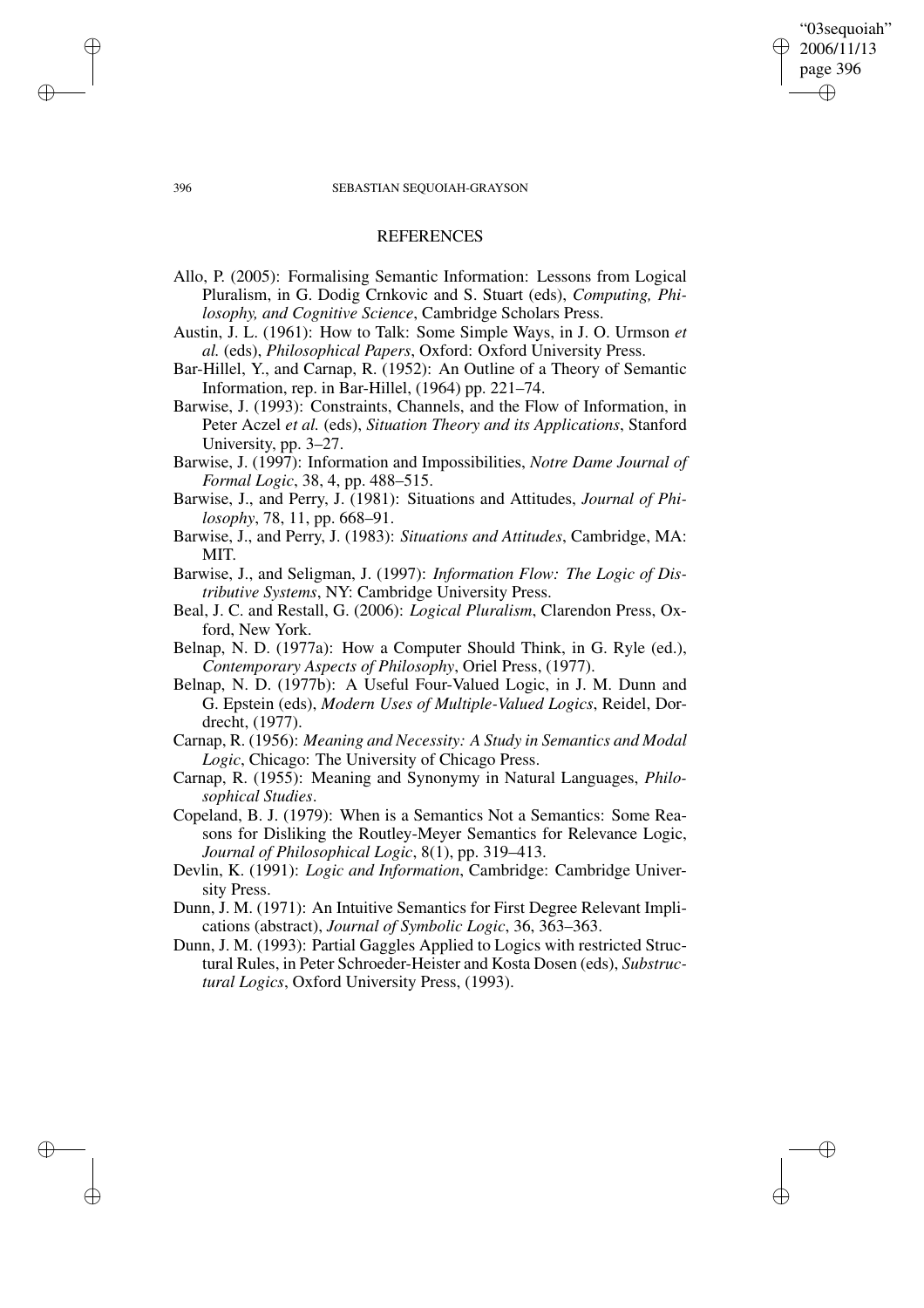## REFERENCES

Allo, P. (2005): Formalising Semantic Information: Lessons from Logical Pluralism, in G. Dodig Crnkovic and S. Stuart (eds), *Computing, Philosophy, and Cognitive Science*, Cambridge Scholars Press.

Austin, J. L. (1961): How to Talk: Some Simple Ways, in J. O. Urmson *et al.* (eds), *Philosophical Papers*, Oxford: Oxford University Press.

Bar-Hillel, Y., and Carnap, R. (1952): An Outline of a Theory of Semantic Information, rep. in Bar-Hillel, (1964) pp. 221–74.

Barwise, J. (1993): Constraints, Channels, and the Flow of Information, in Peter Aczel *et al.* (eds), *Situation Theory and its Applications*, Stanford University, pp. 3–27.

Barwise, J. (1997): Information and Impossibilities, *Notre Dame Journal of Formal Logic*, 38, 4, pp. 488–515.

Barwise, J., and Perry, J. (1981): Situations and Attitudes, *Journal of Philosophy*, 78, 11, pp. 668–91.

Barwise, J., and Perry, J. (1983): *Situations and Attitudes*, Cambridge, MA: MIT.

Barwise, J., and Seligman, J. (1997): *Information Flow: The Logic of Distributive Systems*, NY: Cambridge University Press.

Beal, J. C. and Restall, G. (2006): *Logical Pluralism*, Clarendon Press, Oxford, New York.

Belnap, N. D. (1977a): How a Computer Should Think, in G. Ryle (ed.), *Contemporary Aspects of Philosophy*, Oriel Press, (1977).

Belnap, N. D. (1977b): A Useful Four-Valued Logic, in J. M. Dunn and G. Epstein (eds), *Modern Uses of Multiple-Valued Logics*, Reidel, Dordrecht, (1977).

Carnap, R. (1956): *Meaning and Necessity: A Study in Semantics and Modal Logic*, Chicago: The University of Chicago Press.

Carnap, R. (1955): Meaning and Synonymy in Natural Languages, *Philosophical Studies*.

Copeland, B. J. (1979): When is a Semantics Not a Semantics: Some Reasons for Disliking the Routley-Meyer Semantics for Relevance Logic, *Journal of Philosophical Logic*, 8(1), pp. 319–413.

Devlin, K. (1991): *Logic and Information*, Cambridge: Cambridge University Press.

Dunn, J. M. (1971): An Intuitive Semantics for First Degree Relevant Implications (abstract), *Journal of Symbolic Logic*, 36, 363–363.

Dunn, J. M. (1993): Partial Gaggles Applied to Logics with restricted Structural Rules, in Peter Schroeder-Heister and Kosta Dosen (eds), *Substructural Logics*, Oxford University Press, (1993).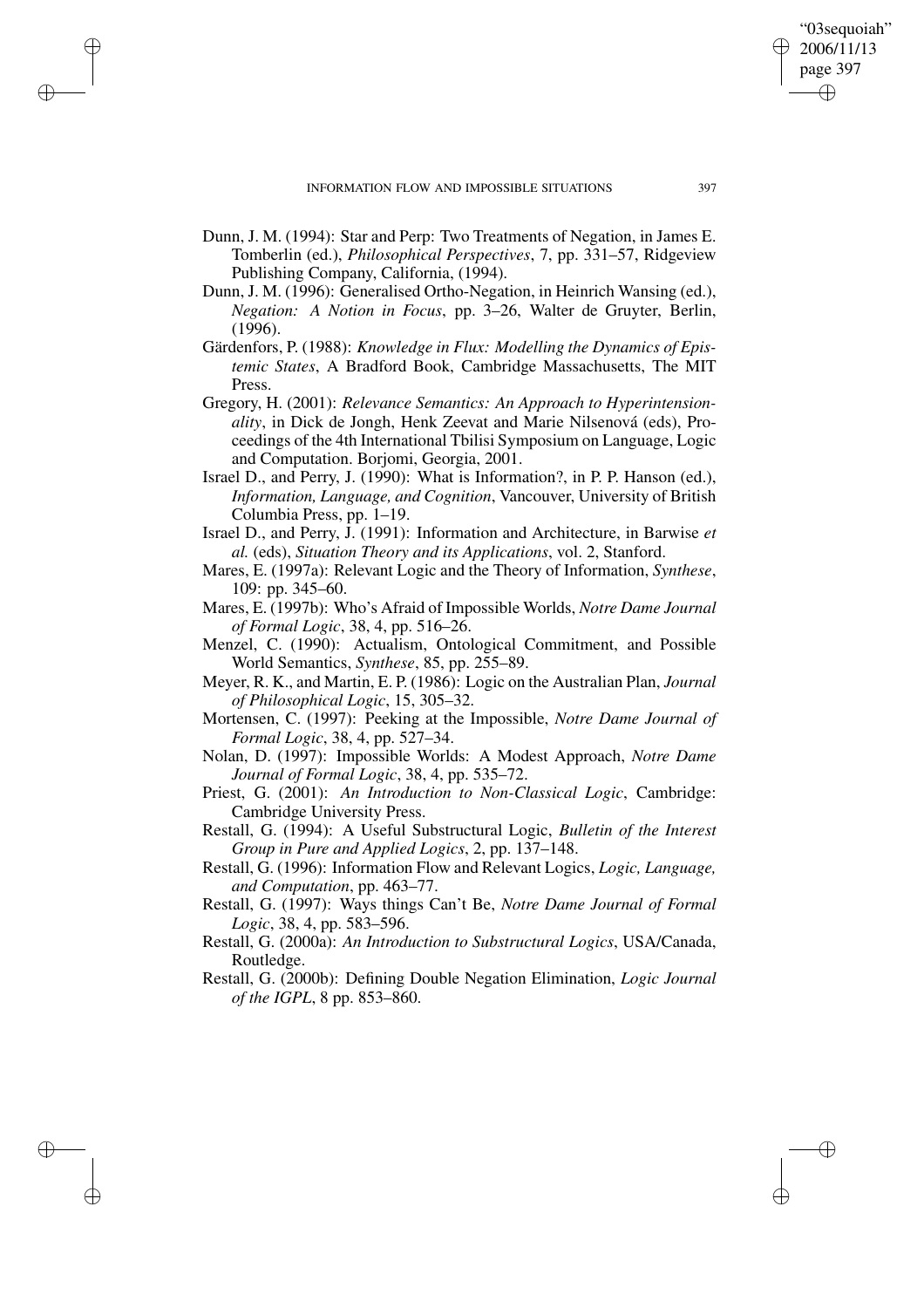Dunn, J. M. (1994): Star and Perp: Two Treatments of Negation, in James E. Tomberlin (ed.), *Philosophical Perspectives*, 7, pp. 331–57, Ridgeview Publishing Company, California, (1994).

Dunn, J. M. (1996): Generalised Ortho-Negation, in Heinrich Wansing (ed.), *Negation: A Notion in Focus*, pp. 3–26, Walter de Gruyter, Berlin, (1996).

Gärdenfors, P. (1988): *Knowledge in Flux: Modelling the Dynamics of Epistemic States*, A Bradford Book, Cambridge Massachusetts, The MIT Press.

Gregory, H. (2001): *Relevance Semantics: An Approach to Hyperintensionality*, in Dick de Jongh, Henk Zeevat and Marie Nilsenová (eds), Proceedings of the 4th International Tbilisi Symposium on Language, Logic and Computation. Borjomi, Georgia, 2001.

Israel D., and Perry, J. (1990): What is Information?, in P. P. Hanson (ed.), *Information, Language, and Cognition*, Vancouver, University of British Columbia Press, pp. 1–19.

Israel D., and Perry, J. (1991): Information and Architecture, in Barwise *et al.* (eds), *Situation Theory and its Applications*, vol. 2, Stanford.

Mares, E. (1997a): Relevant Logic and the Theory of Information, *Synthese*, 109: pp. 345–60.

Mares, E. (1997b): Who's Afraid of Impossible Worlds, *Notre Dame Journal of Formal Logic*, 38, 4, pp. 516–26.

Menzel, C. (1990): Actualism, Ontological Commitment, and Possible World Semantics, *Synthese*, 85, pp. 255–89.

Meyer, R. K., and Martin, E. P. (1986): Logic on the Australian Plan, *Journal of Philosophical Logic*, 15, 305–32.

Mortensen, C. (1997): Peeking at the Impossible, *Notre Dame Journal of Formal Logic*, 38, 4, pp. 527–34.

Nolan, D. (1997): Impossible Worlds: A Modest Approach, *Notre Dame Journal of Formal Logic*, 38, 4, pp. 535–72.

Priest, G. (2001): *An Introduction to Non-Classical Logic*, Cambridge: Cambridge University Press.

Restall, G. (1994): A Useful Substructural Logic, *Bulletin of the Interest Group in Pure and Applied Logics*, 2, pp. 137–148.

Restall, G. (1996): Information Flow and Relevant Logics, *Logic, Language, and Computation*, pp. 463–77.

Restall, G. (1997): Ways things Can't Be, *Notre Dame Journal of Formal Logic*, 38, 4, pp. 583–596.

Restall, G. (2000a): *An Introduction to Substructural Logics*, USA/Canada, Routledge.

Restall, G. (2000b): Defining Double Negation Elimination, *Logic Journal of the IGPL*, 8 pp. 853–860.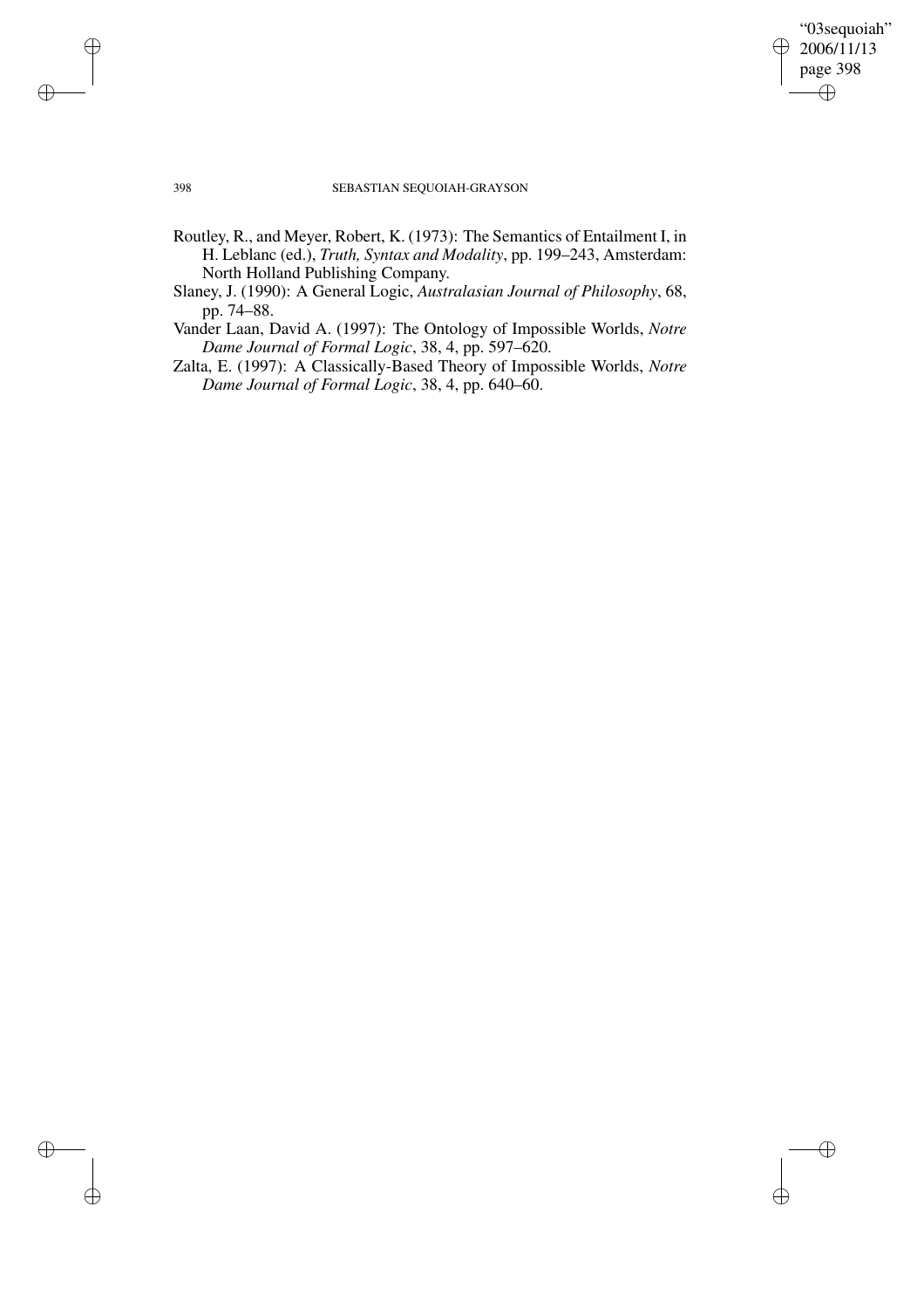Routley, R., and Meyer, Robert, K. (1973): The Semantics of Entailment I, in H. Leblanc (ed.), *Truth, Syntax and Modality*, pp. 199–243, Amsterdam: North Holland Publishing Company.

Slaney, J. (1990): A General Logic, *Australasian Journal of Philosophy*, 68, pp. 74–88.

Vander Laan, David A. (1997): The Ontology of Impossible Worlds, *Notre Dame Journal of Formal Logic*, 38, 4, pp. 597–620.

Zalta, E. (1997): A Classically-Based Theory of Impossible Worlds, *Notre Dame Journal of Formal Logic*, 38, 4, pp. 640–60.